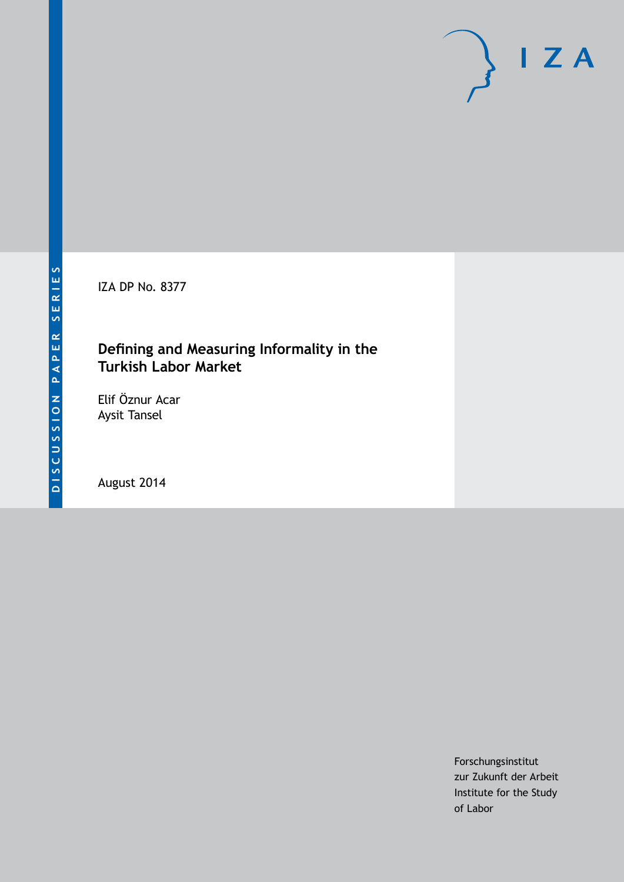DISCUSSION PAPER SERIES

IZA DP No. 8377

# Defining and Measuring Informality in the Turkish Labor Market

Elif Öznur Acar
Aysit Tansel

August 2014

Forschungsinstitut
zur Zukunft der Arbeit
Institute for the Study
of Labor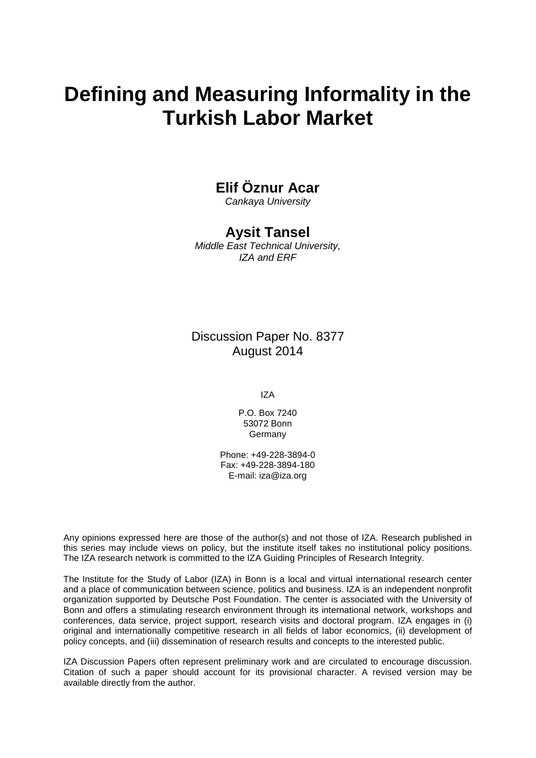# Defining and Measuring Informality in the Turkish Labor Market

**Elif Öznur Acar**

*Cankaya University*

**Aysit Tansel**

*Middle East Technical University, IZA and ERF*

Discussion Paper No. 8377
August 2014

IZA

P.O. Box 7240
53072 Bonn
Germany

Phone: +49-228-3894-0
Fax: +49-228-3894-180
E-mail: iza@iza.org

Any opinions expressed here are those of the author(s) and not those of IZA. Research published in this series may include views on policy, but the institute itself takes no institutional policy positions. The IZA research network is committed to the IZA Guiding Principles of Research Integrity.

The Institute for the Study of Labor (IZA) in Bonn is a local and virtual international research center and a place of communication between science, politics and business. IZA is an independent nonprofit organization supported by Deutsche Post Foundation. The center is associated with the University of Bonn and offers a stimulating research environment through its international network, workshops and conferences, data service, project support, research visits and doctoral program. IZA engages in (i) original and internationally competitive research in all fields of labor economics, (ii) development of policy concepts, and (iii) dissemination of research results and concepts to the interested public.

IZA Discussion Papers often represent preliminary work and are circulated to encourage discussion. Citation of such a paper should account for its provisional character. A revised version may be available directly from the author.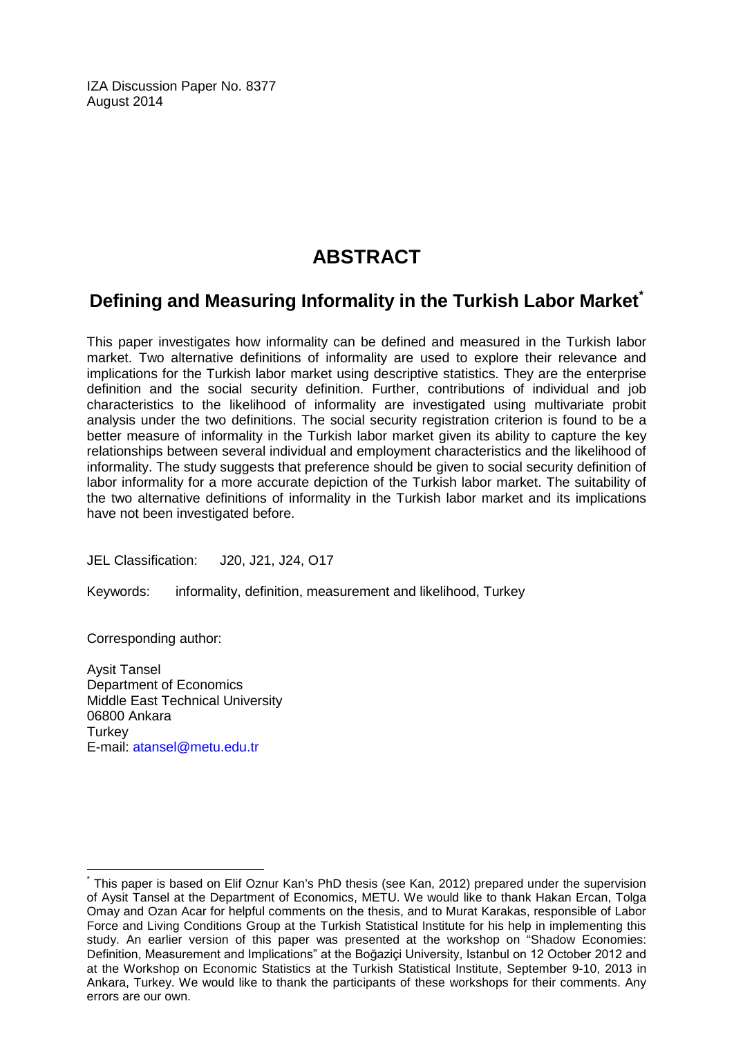IZA Discussion Paper No. 8377
August 2014

# ABSTRACT

## Defining and Measuring Informality in the Turkish Labor Market[*]

This paper investigates how informality can be defined and measured in the Turkish labor market. Two alternative definitions of informality are used to explore their relevance and implications for the Turkish labor market using descriptive statistics. They are the enterprise definition and the social security definition. Further, contributions of individual and job characteristics to the likelihood of informality are investigated using multivariate probit analysis under the two definitions. The social security registration criterion is found to be a better measure of informality in the Turkish labor market given its ability to capture the key relationships between several individual and employment characteristics and the likelihood of informality. The study suggests that preference should be given to social security definition of labor informality for a more accurate depiction of the Turkish labor market. The suitability of the two alternative definitions of informality in the Turkish labor market and its implications have not been investigated before.

JEL Classification: J20, J21, J24, O17

Keywords: informality, definition, measurement and likelihood, Turkey

Corresponding author:

Aysit Tansel
Department of Economics
Middle East Technical University
06800 Ankara
Turkey
E-mail: atansel@metu.edu.tr

---

[*] This paper is based on Elif Oznur Kan's PhD thesis (see Kan, 2012) prepared under the supervision of Aysit Tansel at the Department of Economics, METU. We would like to thank Hakan Ercan, Tolga Omay and Ozan Acar for helpful comments on the thesis, and to Murat Karakas, responsible of Labor Force and Living Conditions Group at the Turkish Statistical Institute for his help in implementing this study. An earlier version of this paper was presented at the workshop on "Shadow Economies: Definition, Measurement and Implications" at the Boğaziçi University, Istanbul on 12 October 2012 and at the Workshop on Economic Statistics at the Turkish Statistical Institute, September 9-10, 2013 in Ankara, Turkey. We would like to thank the participants of these workshops for their comments. Any errors are our own.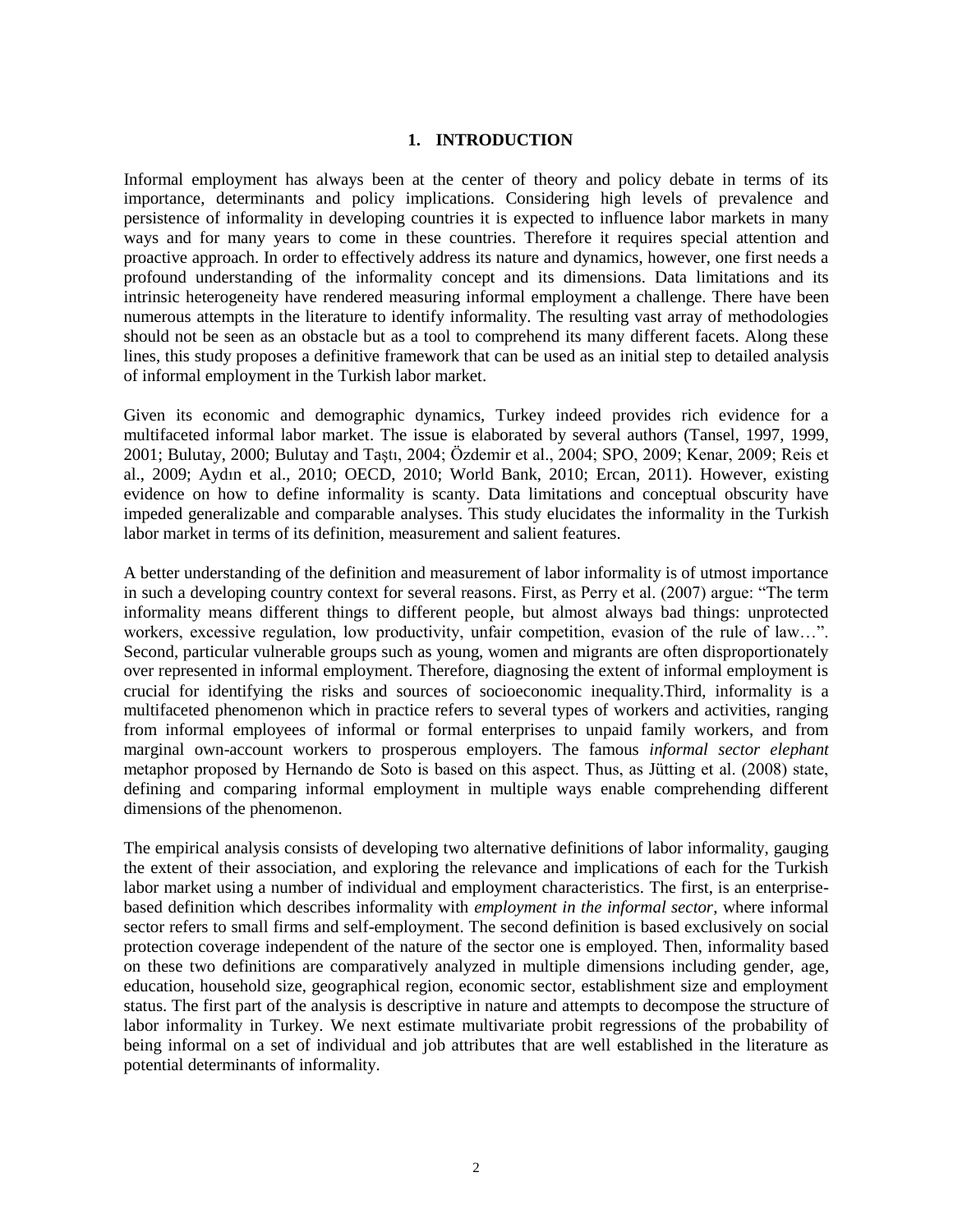## 1. INTRODUCTION

Informal employment has always been at the center of theory and policy debate in terms of its importance, determinants and policy implications. Considering high levels of prevalence and persistence of informality in developing countries it is expected to influence labor markets in many ways and for many years to come in these countries. Therefore it requires special attention and proactive approach. In order to effectively address its nature and dynamics, however, one first needs a profound understanding of the informality concept and its dimensions. Data limitations and its intrinsic heterogeneity have rendered measuring informal employment a challenge. There have been numerous attempts in the literature to identify informality. The resulting vast array of methodologies should not be seen as an obstacle but as a tool to comprehend its many different facets. Along these lines, this study proposes a definitive framework that can be used as an initial step to detailed analysis of informal employment in the Turkish labor market.

Given its economic and demographic dynamics, Turkey indeed provides rich evidence for a multifaceted informal labor market. The issue is elaborated by several authors (Tansel, 1997, 1999, 2001; Bulutay, 2000; Bulutay and Taştı, 2004; Özdemir et al., 2004; SPO, 2009; Kenar, 2009; Reis et al., 2009; Aydın et al., 2010; OECD, 2010; World Bank, 2010; Ercan, 2011). However, existing evidence on how to define informality is scanty. Data limitations and conceptual obscurity have impeded generalizable and comparable analyses. This study elucidates the informality in the Turkish labor market in terms of its definition, measurement and salient features.

A better understanding of the definition and measurement of labor informality is of utmost importance in such a developing country context for several reasons. First, as Perry et al. (2007) argue: "The term informality means different things to different people, but almost always bad things: unprotected workers, excessive regulation, low productivity, unfair competition, evasion of the rule of law…". Second, particular vulnerable groups such as young, women and migrants are often disproportionately over represented in informal employment. Therefore, diagnosing the extent of informal employment is crucial for identifying the risks and sources of socioeconomic inequality.Third, informality is a multifaceted phenomenon which in practice refers to several types of workers and activities, ranging from informal employees of informal or formal enterprises to unpaid family workers, and from marginal own-account workers to prosperous employers. The famous *informal sector elephant* metaphor proposed by Hernando de Soto is based on this aspect. Thus, as Jütting et al. (2008) state, defining and comparing informal employment in multiple ways enable comprehending different dimensions of the phenomenon.

The empirical analysis consists of developing two alternative definitions of labor informality, gauging the extent of their association, and exploring the relevance and implications of each for the Turkish labor market using a number of individual and employment characteristics. The first, is an enterprise-based definition which describes informality with *employment in the informal sector*, where informal sector refers to small firms and self-employment. The second definition is based exclusively on social protection coverage independent of the nature of the sector one is employed. Then, informality based on these two definitions are comparatively analyzed in multiple dimensions including gender, age, education, household size, geographical region, economic sector, establishment size and employment status. The first part of the analysis is descriptive in nature and attempts to decompose the structure of labor informality in Turkey. We next estimate multivariate probit regressions of the probability of being informal on a set of individual and job attributes that are well established in the literature as potential determinants of informality.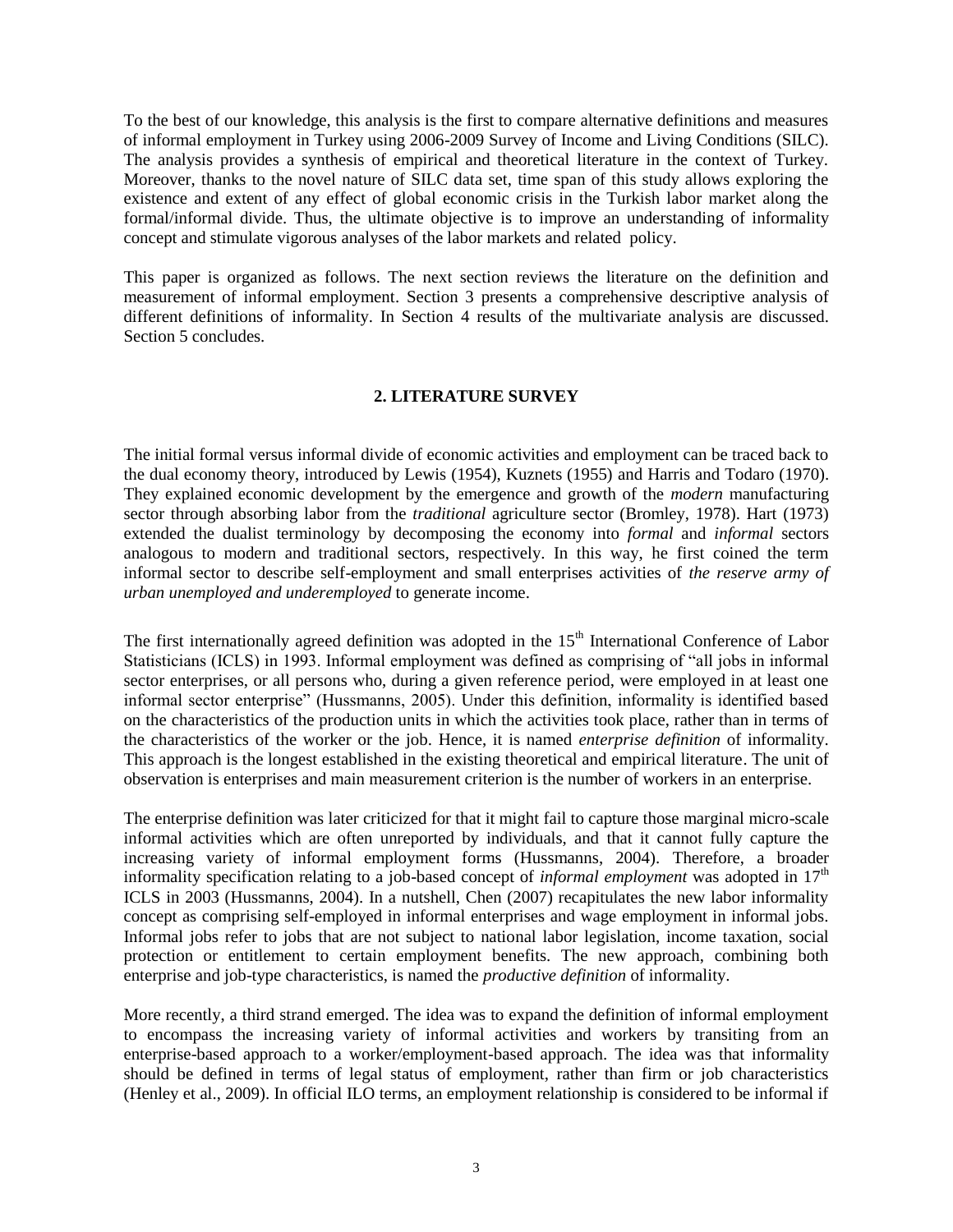To the best of our knowledge, this analysis is the first to compare alternative definitions and measures of informal employment in Turkey using 2006-2009 Survey of Income and Living Conditions (SILC). The analysis provides a synthesis of empirical and theoretical literature in the context of Turkey. Moreover, thanks to the novel nature of SILC data set, time span of this study allows exploring the existence and extent of any effect of global economic crisis in the Turkish labor market along the formal/informal divide. Thus, the ultimate objective is to improve an understanding of informality concept and stimulate vigorous analyses of the labor markets and related policy.

This paper is organized as follows. The next section reviews the literature on the definition and measurement of informal employment. Section 3 presents a comprehensive descriptive analysis of different definitions of informality. In Section 4 results of the multivariate analysis are discussed. Section 5 concludes.

## 2. LITERATURE SURVEY

The initial formal versus informal divide of economic activities and employment can be traced back to the dual economy theory, introduced by Lewis (1954), Kuznets (1955) and Harris and Todaro (1970). They explained economic development by the emergence and growth of the *modern* manufacturing sector through absorbing labor from the *traditional* agriculture sector (Bromley, 1978). Hart (1973) extended the dualist terminology by decomposing the economy into *formal* and *informal* sectors analogous to modern and traditional sectors, respectively. In this way, he first coined the term informal sector to describe self-employment and small enterprises activities of *the reserve army of urban unemployed and underemployed* to generate income.

The first internationally agreed definition was adopted in the 15th International Conference of Labor Statisticians (ICLS) in 1993. Informal employment was defined as comprising of "all jobs in informal sector enterprises, or all persons who, during a given reference period, were employed in at least one informal sector enterprise" (Hussmanns, 2005). Under this definition, informality is identified based on the characteristics of the production units in which the activities took place, rather than in terms of the characteristics of the worker or the job. Hence, it is named *enterprise definition* of informality. This approach is the longest established in the existing theoretical and empirical literature. The unit of observation is enterprises and main measurement criterion is the number of workers in an enterprise.

The enterprise definition was later criticized for that it might fail to capture those marginal micro-scale informal activities which are often unreported by individuals, and that it cannot fully capture the increasing variety of informal employment forms (Hussmanns, 2004). Therefore, a broader informality specification relating to a job-based concept of *informal employment* was adopted in 17th ICLS in 2003 (Hussmanns, 2004). In a nutshell, Chen (2007) recapitulates the new labor informality concept as comprising self-employed in informal enterprises and wage employment in informal jobs. Informal jobs refer to jobs that are not subject to national labor legislation, income taxation, social protection or entitlement to certain employment benefits. The new approach, combining both enterprise and job-type characteristics, is named the *productive definition* of informality.

More recently, a third strand emerged. The idea was to expand the definition of informal employment to encompass the increasing variety of informal activities and workers by transiting from an enterprise-based approach to a worker/employment-based approach. The idea was that informality should be defined in terms of legal status of employment, rather than firm or job characteristics (Henley et al., 2009). In official ILO terms, an employment relationship is considered to be informal if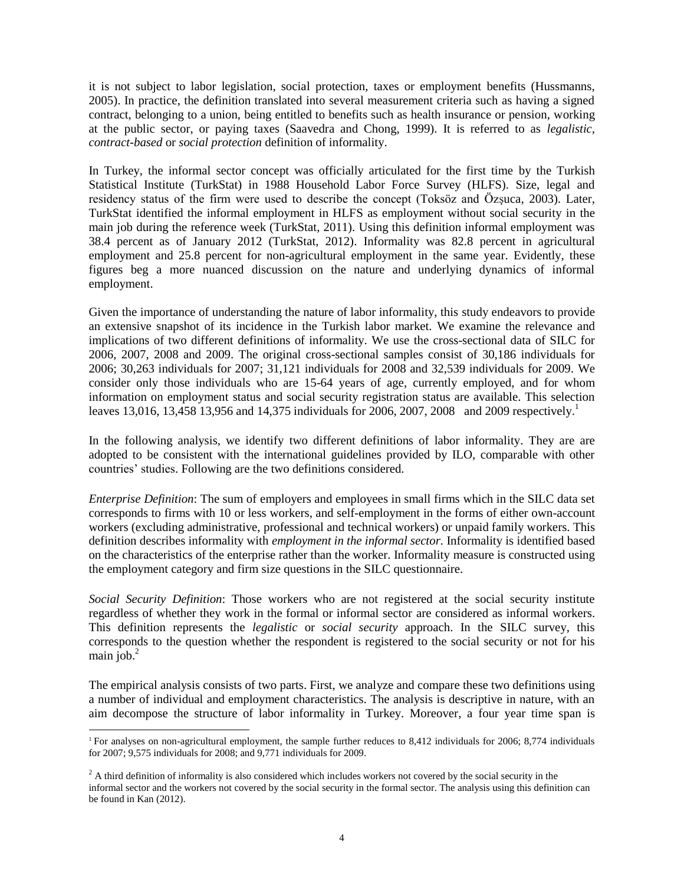it is not subject to labor legislation, social protection, taxes or employment benefits (Hussmanns, 2005). In practice, the definition translated into several measurement criteria such as having a signed contract, belonging to a union, being entitled to benefits such as health insurance or pension, working at the public sector, or paying taxes (Saavedra and Chong, 1999). It is referred to as *legalistic*, *contract-based* or *social protection* definition of informality.

In Turkey, the informal sector concept was officially articulated for the first time by the Turkish Statistical Institute (TurkStat) in 1988 Household Labor Force Survey (HLFS). Size, legal and residency status of the firm were used to describe the concept (Toksöz and Özşuca, 2003). Later, TurkStat identified the informal employment in HLFS as employment without social security in the main job during the reference week (TurkStat, 2011). Using this definition informal employment was 38.4 percent as of January 2012 (TurkStat, 2012). Informality was 82.8 percent in agricultural employment and 25.8 percent for non-agricultural employment in the same year. Evidently, these figures beg a more nuanced discussion on the nature and underlying dynamics of informal employment.

Given the importance of understanding the nature of labor informality, this study endeavors to provide an extensive snapshot of its incidence in the Turkish labor market. We examine the relevance and implications of two different definitions of informality. We use the cross-sectional data of SILC for 2006, 2007, 2008 and 2009. The original cross-sectional samples consist of 30,186 individuals for 2006; 30,263 individuals for 2007; 31,121 individuals for 2008 and 32,539 individuals for 2009. We consider only those individuals who are 15-64 years of age, currently employed, and for whom information on employment status and social security registration status are available. This selection leaves 13,016, 13,458 13,956 and 14,375 individuals for 2006, 2007, 2008 and 2009 respectively.[1]

In the following analysis, we identify two different definitions of labor informality. They are are adopted to be consistent with the international guidelines provided by ILO, comparable with other countries' studies. Following are the two definitions considered.

*Enterprise Definition*: The sum of employers and employees in small firms which in the SILC data set corresponds to firms with 10 or less workers, and self-employment in the forms of either own-account workers (excluding administrative, professional and technical workers) or unpaid family workers. This definition describes informality with *employment in the informal sector*. Informality is identified based on the characteristics of the enterprise rather than the worker. Informality measure is constructed using the employment category and firm size questions in the SILC questionnaire.

*Social Security Definition*: Those workers who are not registered at the social security institute regardless of whether they work in the formal or informal sector are considered as informal workers. This definition represents the *legalistic* or *social security* approach. In the SILC survey, this corresponds to the question whether the respondent is registered to the social security or not for his main job.[2]

The empirical analysis consists of two parts. First, we analyze and compare these two definitions using a number of individual and employment characteristics. The analysis is descriptive in nature, with an aim decompose the structure of labor informality in Turkey. Moreover, a four year time span is

---

[1] For analyses on non-agricultural employment, the sample further reduces to 8,412 individuals for 2006; 8,774 individuals for 2007; 9,575 individuals for 2008; and 9,771 individuals for 2009.

[2] A third definition of informality is also considered which includes workers not covered by the social security in the informal sector and the workers not covered by the social security in the formal sector. The analysis using this definition can be found in Kan (2012).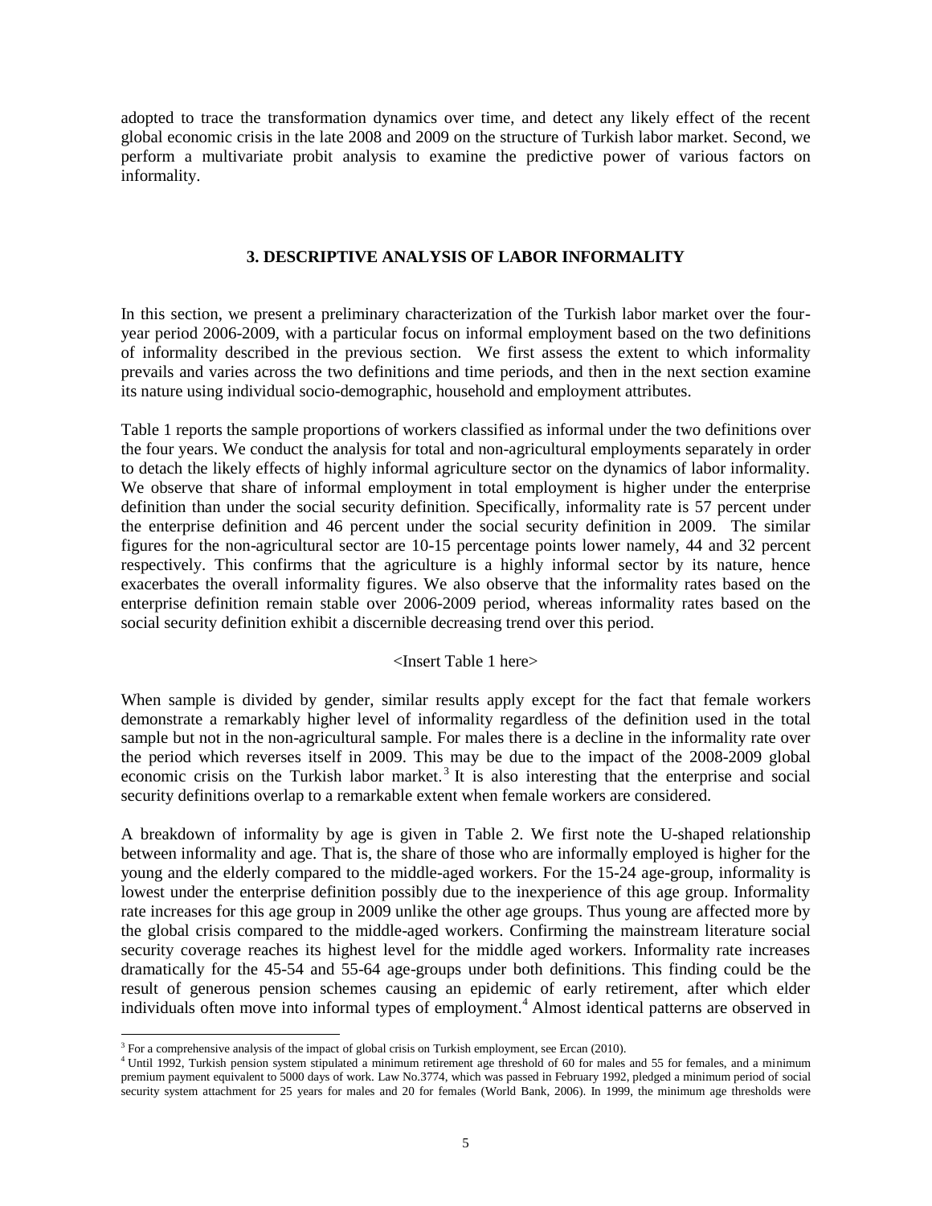adopted to trace the transformation dynamics over time, and detect any likely effect of the recent global economic crisis in the late 2008 and 2009 on the structure of Turkish labor market. Second, we perform a multivariate probit analysis to examine the predictive power of various factors on informality.

## 3. DESCRIPTIVE ANALYSIS OF LABOR INFORMALITY

In this section, we present a preliminary characterization of the Turkish labor market over the four-year period 2006-2009, with a particular focus on informal employment based on the two definitions of informality described in the previous section. We first assess the extent to which informality prevails and varies across the two definitions and time periods, and then in the next section examine its nature using individual socio-demographic, household and employment attributes.

Table 1 reports the sample proportions of workers classified as informal under the two definitions over the four years. We conduct the analysis for total and non-agricultural employments separately in order to detach the likely effects of highly informal agriculture sector on the dynamics of labor informality. We observe that share of informal employment in total employment is higher under the enterprise definition than under the social security definition. Specifically, informality rate is 57 percent under the enterprise definition and 46 percent under the social security definition in 2009. The similar figures for the non-agricultural sector are 10-15 percentage points lower namely, 44 and 32 percent respectively. This confirms that the agriculture is a highly informal sector by its nature, hence exacerbates the overall informality figures. We also observe that the informality rates based on the enterprise definition remain stable over 2006-2009 period, whereas informality rates based on the social security definition exhibit a discernible decreasing trend over this period.

<Insert Table 1 here>

When sample is divided by gender, similar results apply except for the fact that female workers demonstrate a remarkably higher level of informality regardless of the definition used in the total sample but not in the non-agricultural sample. For males there is a decline in the informality rate over the period which reverses itself in 2009. This may be due to the impact of the 2008-2009 global economic crisis on the Turkish labor market.[3] It is also interesting that the enterprise and social security definitions overlap to a remarkable extent when female workers are considered.

A breakdown of informality by age is given in Table 2. We first note the U-shaped relationship between informality and age. That is, the share of those who are informally employed is higher for the young and the elderly compared to the middle-aged workers. For the 15-24 age-group, informality is lowest under the enterprise definition possibly due to the inexperience of this age group. Informality rate increases for this age group in 2009 unlike the other age groups. Thus young are affected more by the global crisis compared to the middle-aged workers. Confirming the mainstream literature social security coverage reaches its highest level for the middle aged workers. Informality rate increases dramatically for the 45-54 and 55-64 age-groups under both definitions. This finding could be the result of generous pension schemes causing an epidemic of early retirement, after which elder individuals often move into informal types of employment.[4] Almost identical patterns are observed in

---

[3] For a comprehensive analysis of the impact of global crisis on Turkish employment, see Ercan (2010).

[4] Until 1992, Turkish pension system stipulated a minimum retirement age threshold of 60 for males and 55 for females, and a minimum premium payment equivalent to 5000 days of work. Law No.3774, which was passed in February 1992, pledged a minimum period of social security system attachment for 25 years for males and 20 for females (World Bank, 2006). In 1999, the minimum age thresholds were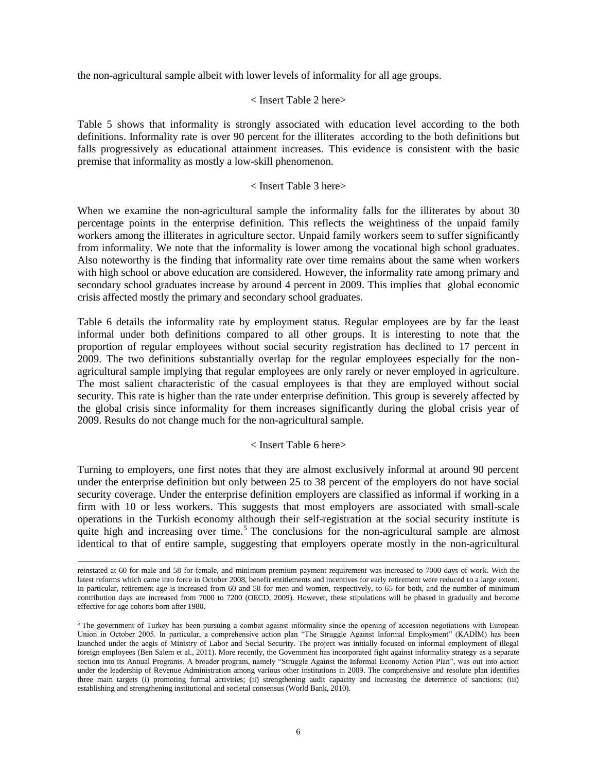the non-agricultural sample albeit with lower levels of informality for all age groups.

< Insert Table 2 here>

Table 5 shows that informality is strongly associated with education level according to the both definitions. Informality rate is over 90 percent for the illiterates according to the both definitions but falls progressively as educational attainment increases. This evidence is consistent with the basic premise that informality as mostly a low-skill phenomenon.

< Insert Table 3 here>

When we examine the non-agricultural sample the informality falls for the illiterates by about 30 percentage points in the enterprise definition. This reflects the weightiness of the unpaid family workers among the illiterates in agriculture sector. Unpaid family workers seem to suffer significantly from informality. We note that the informality is lower among the vocational high school graduates. Also noteworthy is the finding that informality rate over time remains about the same when workers with high school or above education are considered. However, the informality rate among primary and secondary school graduates increase by around 4 percent in 2009. This implies that global economic crisis affected mostly the primary and secondary school graduates.

Table 6 details the informality rate by employment status. Regular employees are by far the least informal under both definitions compared to all other groups. It is interesting to note that the proportion of regular employees without social security registration has declined to 17 percent in 2009. The two definitions substantially overlap for the regular employees especially for the non-agricultural sample implying that regular employees are only rarely or never employed in agriculture. The most salient characteristic of the casual employees is that they are employed without social security. This rate is higher than the rate under enterprise definition. This group is severely affected by the global crisis since informality for them increases significantly during the global crisis year of 2009. Results do not change much for the non-agricultural sample.

< Insert Table 6 here>

Turning to employers, one first notes that they are almost exclusively informal at around 90 percent under the enterprise definition but only between 25 to 38 percent of the employers do not have social security coverage. Under the enterprise definition employers are classified as informal if working in a firm with 10 or less workers. This suggests that most employers are associated with small-scale operations in the Turkish economy although their self-registration at the social security institute is quite high and increasing over time.[5] The conclusions for the non-agricultural sample are almost identical to that of entire sample, suggesting that employers operate mostly in the non-agricultural

---

reinstated at 60 for male and 58 for female, and minimum premium payment requirement was increased to 7000 days of work. With the latest reforms which came into force in October 2008, benefit entitlements and incentives for early retirement were reduced to a large extent. In particular, retirement age is increased from 60 and 58 for men and women, respectively, to 65 for both, and the number of minimum contribution days are increased from 7000 to 7200 (OECD, 2009). However, these stipulations will be phased in gradually and become effective for age cohorts born after 1980.

[5] The government of Turkey has been pursuing a combat against informality since the opening of accession negotiations with European Union in October 2005. In particular, a comprehensive action plan "The Struggle Against Informal Employment" (KADİM) has been launched under the aegis of Ministry of Labor and Social Security. The project was initially focused on informal employment of illegal foreign employees (Ben Salem et al., 2011). More recently, the Government has incorporated fight against informality strategy as a separate section into its Annual Programs. A broader program, namely "Struggle Against the Informal Economy Action Plan", was out into action under the leadership of Revenue Administration among various other institutions in 2009. The comprehensive and resolute plan identifies three main targets (i) promoting formal activities; (ii) strengthening audit capacity and increasing the deterrence of sanctions; (iii) establishing and strengthening institutional and societal consensus (World Bank, 2010).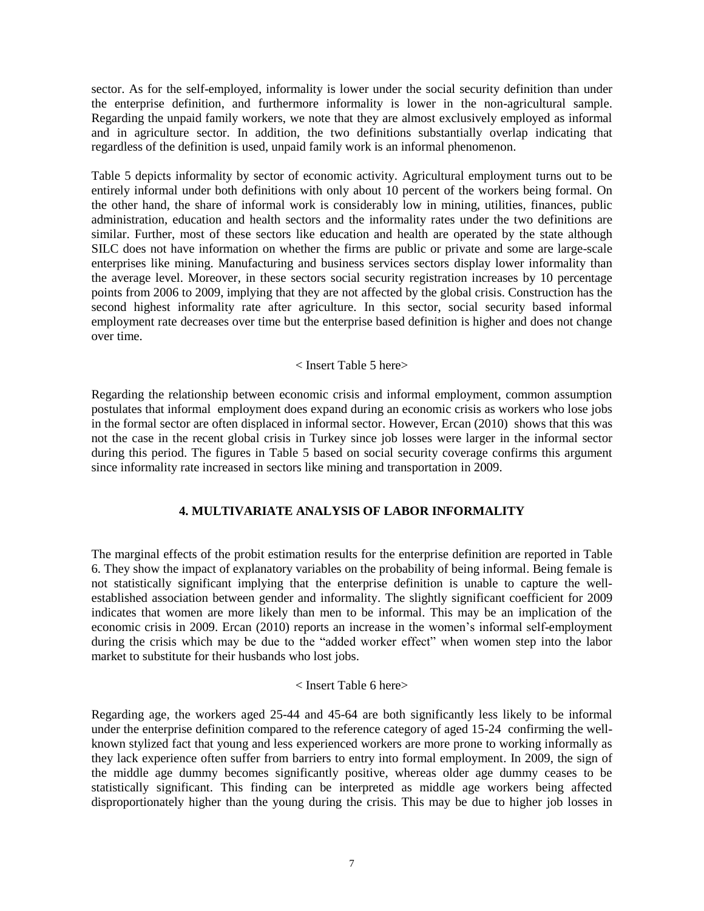sector. As for the self-employed, informality is lower under the social security definition than under the enterprise definition, and furthermore informality is lower in the non-agricultural sample. Regarding the unpaid family workers, we note that they are almost exclusively employed as informal and in agriculture sector. In addition, the two definitions substantially overlap indicating that regardless of the definition is used, unpaid family work is an informal phenomenon.

Table 5 depicts informality by sector of economic activity. Agricultural employment turns out to be entirely informal under both definitions with only about 10 percent of the workers being formal. On the other hand, the share of informal work is considerably low in mining, utilities, finances, public administration, education and health sectors and the informality rates under the two definitions are similar. Further, most of these sectors like education and health are operated by the state although SILC does not have information on whether the firms are public or private and some are large-scale enterprises like mining. Manufacturing and business services sectors display lower informality than the average level. Moreover, in these sectors social security registration increases by 10 percentage points from 2006 to 2009, implying that they are not affected by the global crisis. Construction has the second highest informality rate after agriculture. In this sector, social security based informal employment rate decreases over time but the enterprise based definition is higher and does not change over time.

< Insert Table 5 here>

Regarding the relationship between economic crisis and informal employment, common assumption postulates that informal employment does expand during an economic crisis as workers who lose jobs in the formal sector are often displaced in informal sector. However, Ercan (2010) shows that this was not the case in the recent global crisis in Turkey since job losses were larger in the informal sector during this period. The figures in Table 5 based on social security coverage confirms this argument since informality rate increased in sectors like mining and transportation in 2009.

## 4. MULTIVARIATE ANALYSIS OF LABOR INFORMALITY

The marginal effects of the probit estimation results for the enterprise definition are reported in Table 6. They show the impact of explanatory variables on the probability of being informal. Being female is not statistically significant implying that the enterprise definition is unable to capture the well-established association between gender and informality. The slightly significant coefficient for 2009 indicates that women are more likely than men to be informal. This may be an implication of the economic crisis in 2009. Ercan (2010) reports an increase in the women's informal self-employment during the crisis which may be due to the "added worker effect" when women step into the labor market to substitute for their husbands who lost jobs.

< Insert Table 6 here>

Regarding age, the workers aged 25-44 and 45-64 are both significantly less likely to be informal under the enterprise definition compared to the reference category of aged 15-24 confirming the well-known stylized fact that young and less experienced workers are more prone to working informally as they lack experience often suffer from barriers to entry into formal employment. In 2009, the sign of the middle age dummy becomes significantly positive, whereas older age dummy ceases to be statistically significant. This finding can be interpreted as middle age workers being affected disproportionately higher than the young during the crisis. This may be due to higher job losses in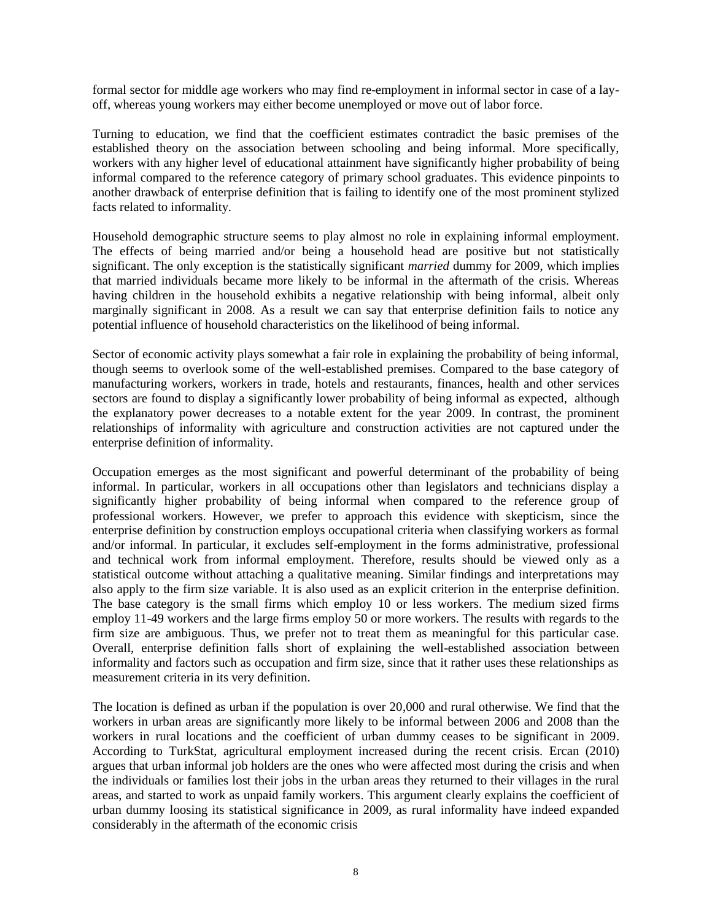formal sector for middle age workers who may find re-employment in informal sector in case of a lay-off, whereas young workers may either become unemployed or move out of labor force.

Turning to education, we find that the coefficient estimates contradict the basic premises of the established theory on the association between schooling and being informal. More specifically, workers with any higher level of educational attainment have significantly higher probability of being informal compared to the reference category of primary school graduates. This evidence pinpoints to another drawback of enterprise definition that is failing to identify one of the most prominent stylized facts related to informality.

Household demographic structure seems to play almost no role in explaining informal employment. The effects of being married and/or being a household head are positive but not statistically significant. The only exception is the statistically significant *married* dummy for 2009, which implies that married individuals became more likely to be informal in the aftermath of the crisis. Whereas having children in the household exhibits a negative relationship with being informal, albeit only marginally significant in 2008. As a result we can say that enterprise definition fails to notice any potential influence of household characteristics on the likelihood of being informal.

Sector of economic activity plays somewhat a fair role in explaining the probability of being informal, though seems to overlook some of the well-established premises. Compared to the base category of manufacturing workers, workers in trade, hotels and restaurants, finances, health and other services sectors are found to display a significantly lower probability of being informal as expected, although the explanatory power decreases to a notable extent for the year 2009. In contrast, the prominent relationships of informality with agriculture and construction activities are not captured under the enterprise definition of informality.

Occupation emerges as the most significant and powerful determinant of the probability of being informal. In particular, workers in all occupations other than legislators and technicians display a significantly higher probability of being informal when compared to the reference group of professional workers. However, we prefer to approach this evidence with skepticism, since the enterprise definition by construction employs occupational criteria when classifying workers as formal and/or informal. In particular, it excludes self-employment in the forms administrative, professional and technical work from informal employment. Therefore, results should be viewed only as a statistical outcome without attaching a qualitative meaning. Similar findings and interpretations may also apply to the firm size variable. It is also used as an explicit criterion in the enterprise definition. The base category is the small firms which employ 10 or less workers. The medium sized firms employ 11-49 workers and the large firms employ 50 or more workers. The results with regards to the firm size are ambiguous. Thus, we prefer not to treat them as meaningful for this particular case. Overall, enterprise definition falls short of explaining the well-established association between informality and factors such as occupation and firm size, since that it rather uses these relationships as measurement criteria in its very definition.

The location is defined as urban if the population is over 20,000 and rural otherwise. We find that the workers in urban areas are significantly more likely to be informal between 2006 and 2008 than the workers in rural locations and the coefficient of urban dummy ceases to be significant in 2009. According to TurkStat, agricultural employment increased during the recent crisis. Ercan (2010) argues that urban informal job holders are the ones who were affected most during the crisis and when the individuals or families lost their jobs in the urban areas they returned to their villages in the rural areas, and started to work as unpaid family workers. This argument clearly explains the coefficient of urban dummy loosing its statistical significance in 2009, as rural informality have indeed expanded considerably in the aftermath of the economic crisis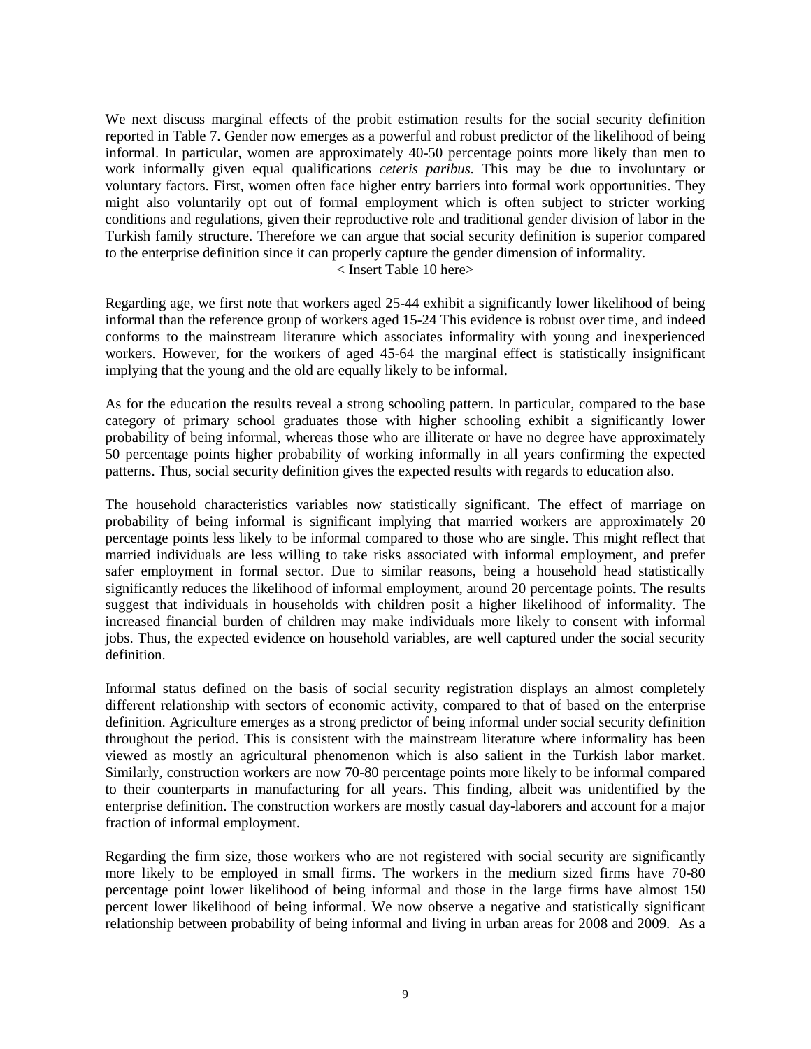We next discuss marginal effects of the probit estimation results for the social security definition reported in Table 7. Gender now emerges as a powerful and robust predictor of the likelihood of being informal. In particular, women are approximately 40-50 percentage points more likely than men to work informally given equal qualifications *ceteris paribus.* This may be due to involuntary or voluntary factors. First, women often face higher entry barriers into formal work opportunities. They might also voluntarily opt out of formal employment which is often subject to stricter working conditions and regulations, given their reproductive role and traditional gender division of labor in the Turkish family structure. Therefore we can argue that social security definition is superior compared to the enterprise definition since it can properly capture the gender dimension of informality.

< Insert Table 10 here>

Regarding age, we first note that workers aged 25-44 exhibit a significantly lower likelihood of being informal than the reference group of workers aged 15-24 This evidence is robust over time, and indeed conforms to the mainstream literature which associates informality with young and inexperienced workers. However, for the workers of aged 45-64 the marginal effect is statistically insignificant implying that the young and the old are equally likely to be informal.

As for the education the results reveal a strong schooling pattern. In particular, compared to the base category of primary school graduates those with higher schooling exhibit a significantly lower probability of being informal, whereas those who are illiterate or have no degree have approximately 50 percentage points higher probability of working informally in all years confirming the expected patterns. Thus, social security definition gives the expected results with regards to education also.

The household characteristics variables now statistically significant. The effect of marriage on probability of being informal is significant implying that married workers are approximately 20 percentage points less likely to be informal compared to those who are single. This might reflect that married individuals are less willing to take risks associated with informal employment, and prefer safer employment in formal sector. Due to similar reasons, being a household head statistically significantly reduces the likelihood of informal employment, around 20 percentage points. The results suggest that individuals in households with children posit a higher likelihood of informality. The increased financial burden of children may make individuals more likely to consent with informal jobs. Thus, the expected evidence on household variables, are well captured under the social security definition.

Informal status defined on the basis of social security registration displays an almost completely different relationship with sectors of economic activity, compared to that of based on the enterprise definition. Agriculture emerges as a strong predictor of being informal under social security definition throughout the period. This is consistent with the mainstream literature where informality has been viewed as mostly an agricultural phenomenon which is also salient in the Turkish labor market. Similarly, construction workers are now 70-80 percentage points more likely to be informal compared to their counterparts in manufacturing for all years. This finding, albeit was unidentified by the enterprise definition. The construction workers are mostly casual day-laborers and account for a major fraction of informal employment.

Regarding the firm size, those workers who are not registered with social security are significantly more likely to be employed in small firms. The workers in the medium sized firms have 70-80 percentage point lower likelihood of being informal and those in the large firms have almost 150 percent lower likelihood of being informal. We now observe a negative and statistically significant relationship between probability of being informal and living in urban areas for 2008 and 2009. As a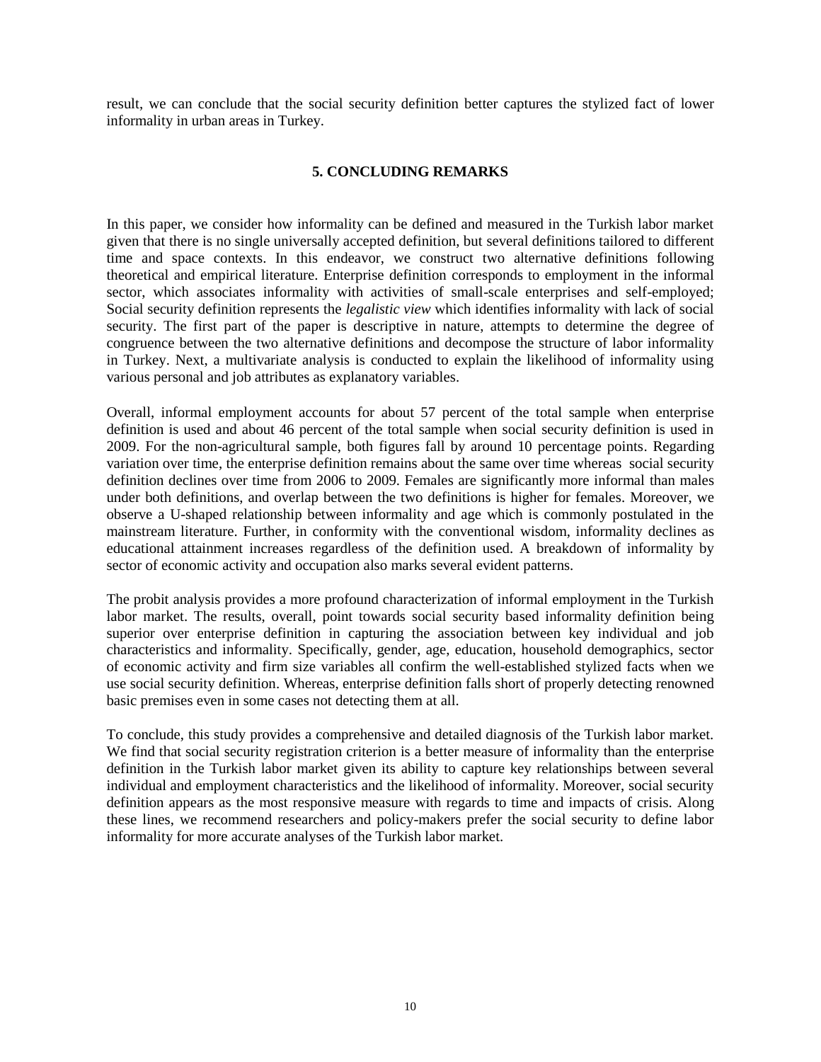result, we can conclude that the social security definition better captures the stylized fact of lower informality in urban areas in Turkey.

## 5. CONCLUDING REMARKS

In this paper, we consider how informality can be defined and measured in the Turkish labor market given that there is no single universally accepted definition, but several definitions tailored to different time and space contexts. In this endeavor, we construct two alternative definitions following theoretical and empirical literature. Enterprise definition corresponds to employment in the informal sector, which associates informality with activities of small-scale enterprises and self-employed; Social security definition represents the *legalistic view* which identifies informality with lack of social security. The first part of the paper is descriptive in nature, attempts to determine the degree of congruence between the two alternative definitions and decompose the structure of labor informality in Turkey. Next, a multivariate analysis is conducted to explain the likelihood of informality using various personal and job attributes as explanatory variables.

Overall, informal employment accounts for about 57 percent of the total sample when enterprise definition is used and about 46 percent of the total sample when social security definition is used in 2009. For the non-agricultural sample, both figures fall by around 10 percentage points. Regarding variation over time, the enterprise definition remains about the same over time whereas social security definition declines over time from 2006 to 2009. Females are significantly more informal than males under both definitions, and overlap between the two definitions is higher for females. Moreover, we observe a U-shaped relationship between informality and age which is commonly postulated in the mainstream literature. Further, in conformity with the conventional wisdom, informality declines as educational attainment increases regardless of the definition used. A breakdown of informality by sector of economic activity and occupation also marks several evident patterns.

The probit analysis provides a more profound characterization of informal employment in the Turkish labor market. The results, overall, point towards social security based informality definition being superior over enterprise definition in capturing the association between key individual and job characteristics and informality. Specifically, gender, age, education, household demographics, sector of economic activity and firm size variables all confirm the well-established stylized facts when we use social security definition. Whereas, enterprise definition falls short of properly detecting renowned basic premises even in some cases not detecting them at all.

To conclude, this study provides a comprehensive and detailed diagnosis of the Turkish labor market. We find that social security registration criterion is a better measure of informality than the enterprise definition in the Turkish labor market given its ability to capture key relationships between several individual and employment characteristics and the likelihood of informality. Moreover, social security definition appears as the most responsive measure with regards to time and impacts of crisis. Along these lines, we recommend researchers and policy-makers prefer the social security to define labor informality for more accurate analyses of the Turkish labor market.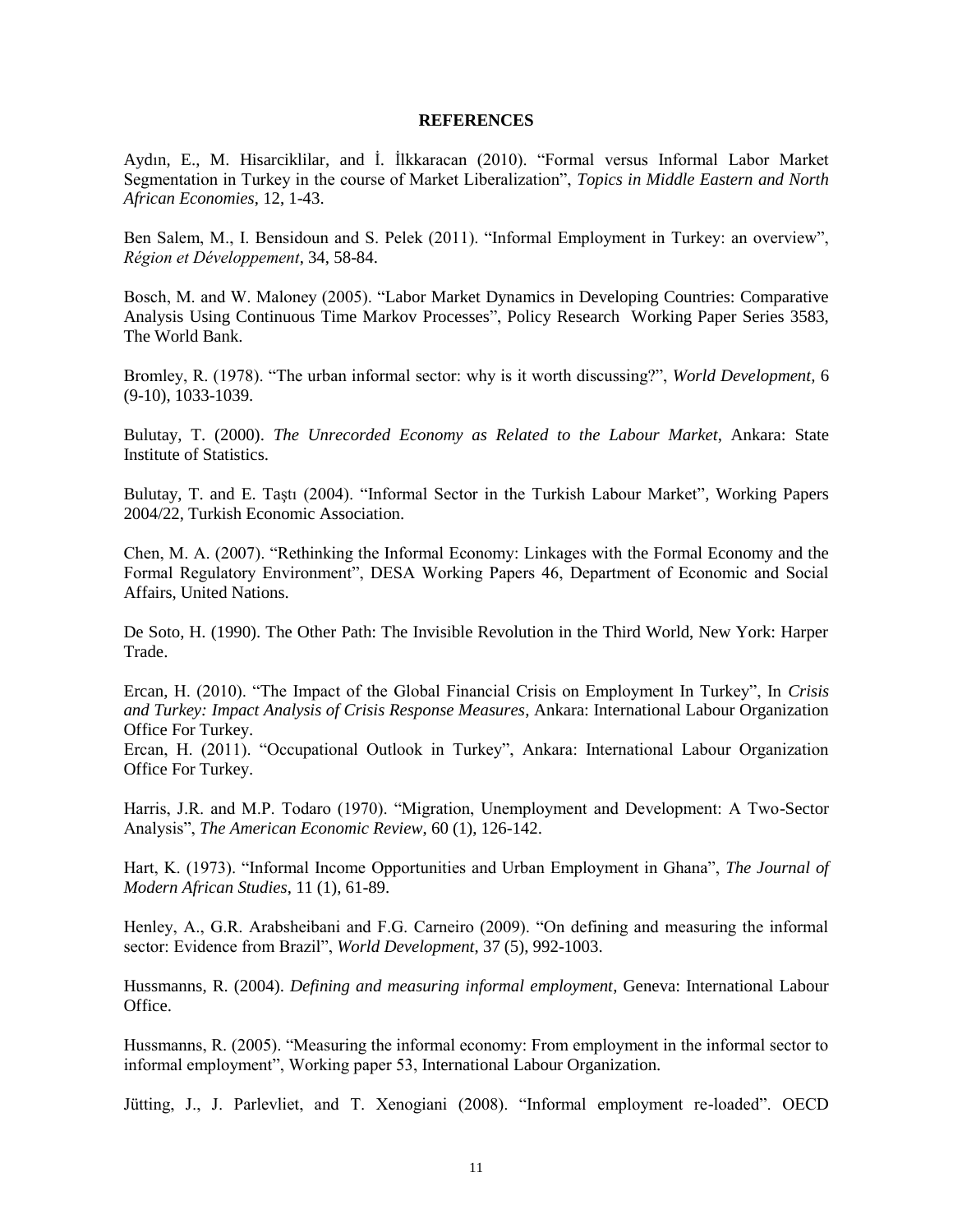**REFERENCES**

Aydın, E., M. Hisarciklilar, and İ. İlkkaracan (2010). "Formal versus Informal Labor Market Segmentation in Turkey in the course of Market Liberalization", *Topics in Middle Eastern and North African Economies*, 12, 1-43.

Ben Salem, M., I. Bensidoun and S. Pelek (2011). "Informal Employment in Turkey: an overview", *Région et Développement*, 34, 58-84.

Bosch, M. and W. Maloney (2005). "Labor Market Dynamics in Developing Countries: Comparative Analysis Using Continuous Time Markov Processes", Policy Research Working Paper Series 3583, The World Bank.

Bromley, R. (1978). "The urban informal sector: why is it worth discussing?", *World Development*, 6 (9-10), 1033-1039.

Bulutay, T. (2000). *The Unrecorded Economy as Related to the Labour Market*, Ankara: State Institute of Statistics.

Bulutay, T. and E. Taştı (2004). "Informal Sector in the Turkish Labour Market", Working Papers 2004/22, Turkish Economic Association.

Chen, M. A. (2007). "Rethinking the Informal Economy: Linkages with the Formal Economy and the Formal Regulatory Environment", DESA Working Papers 46, Department of Economic and Social Affairs, United Nations.

De Soto, H. (1990). The Other Path: The Invisible Revolution in the Third World, New York: Harper Trade.

Ercan, H. (2010). "The Impact of the Global Financial Crisis on Employment In Turkey", In *Crisis and Turkey: Impact Analysis of Crisis Response Measures*, Ankara: International Labour Organization Office For Turkey.

Ercan, H. (2011). "Occupational Outlook in Turkey", Ankara: International Labour Organization Office For Turkey.

Harris, J.R. and M.P. Todaro (1970). "Migration, Unemployment and Development: A Two-Sector Analysis", *The American Economic Review*, 60 (1), 126-142.

Hart, K. (1973). "Informal Income Opportunities and Urban Employment in Ghana", *The Journal of Modern African Studies*, 11 (1), 61-89.

Henley, A., G.R. Arabsheibani and F.G. Carneiro (2009). "On defining and measuring the informal sector: Evidence from Brazil", *World Development*, 37 (5), 992-1003.

Hussmanns, R. (2004). *Defining and measuring informal employment*, Geneva: International Labour Office.

Hussmanns, R. (2005). "Measuring the informal economy: From employment in the informal sector to informal employment", Working paper 53, International Labour Organization.

Jütting, J., J. Parlevliet, and T. Xenogiani (2008). "Informal employment re-loaded". OECD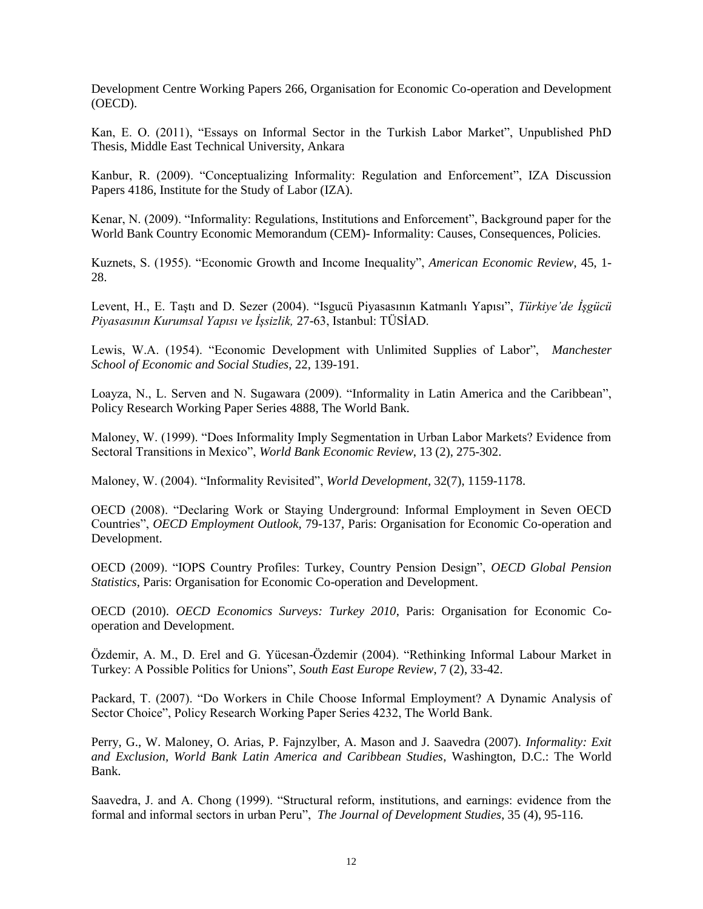Development Centre Working Papers 266, Organisation for Economic Co-operation and Development (OECD).

Kan, E. O. (2011), "Essays on Informal Sector in the Turkish Labor Market", Unpublished PhD Thesis, Middle East Technical University, Ankara

Kanbur, R. (2009). "Conceptualizing Informality: Regulation and Enforcement", IZA Discussion Papers 4186, Institute for the Study of Labor (IZA).

Kenar, N. (2009). "Informality: Regulations, Institutions and Enforcement", Background paper for the World Bank Country Economic Memorandum (CEM)- Informality: Causes, Consequences, Policies.

Kuznets, S. (1955). "Economic Growth and Income Inequality", *American Economic Review,* 45, 1-28.

Levent, H., E. Taştı and D. Sezer (2004). "Isgucü Piyasasının Katmanlı Yapısı", *Türkiye'de İşgücü Piyasasının Kurumsal Yapısı ve İşsizlik,* 27-63, Istanbul: TÜSİAD.

Lewis, W.A. (1954). "Economic Development with Unlimited Supplies of Labor", *Manchester School of Economic and Social Studies,* 22, 139-191.

Loayza, N., L. Serven and N. Sugawara (2009). "Informality in Latin America and the Caribbean", Policy Research Working Paper Series 4888, The World Bank.

Maloney, W. (1999). "Does Informality Imply Segmentation in Urban Labor Markets? Evidence from Sectoral Transitions in Mexico", *World Bank Economic Review*, 13 (2), 275-302.

Maloney, W. (2004). "Informality Revisited", *World Development*, 32(7), 1159-1178.

OECD (2008). "Declaring Work or Staying Underground: Informal Employment in Seven OECD Countries", *OECD Employment Outlook,* 79-137, Paris: Organisation for Economic Co-operation and Development.

OECD (2009). "IOPS Country Profiles: Turkey, Country Pension Design", *OECD Global Pension Statistics*, Paris: Organisation for Economic Co-operation and Development.

OECD (2010). *OECD Economics Surveys: Turkey 2010*, Paris: Organisation for Economic Co-operation and Development.

Özdemir, A. M., D. Erel and G. Yücesan-Özdemir (2004). "Rethinking Informal Labour Market in Turkey: A Possible Politics for Unions", *South East Europe Review*, 7 (2), 33-42.

Packard, T. (2007). "Do Workers in Chile Choose Informal Employment? A Dynamic Analysis of Sector Choice", Policy Research Working Paper Series 4232, The World Bank.

Perry, G., W. Maloney, O. Arias, P. Fajnzylber, A. Mason and J. Saavedra (2007). *Informality: Exit and Exclusion, World Bank Latin America and Caribbean Studies*, Washington, D.C.: The World Bank.

Saavedra, J. and A. Chong (1999). "Structural reform, institutions, and earnings: evidence from the formal and informal sectors in urban Peru", *The Journal of Development Studies*, 35 (4), 95-116.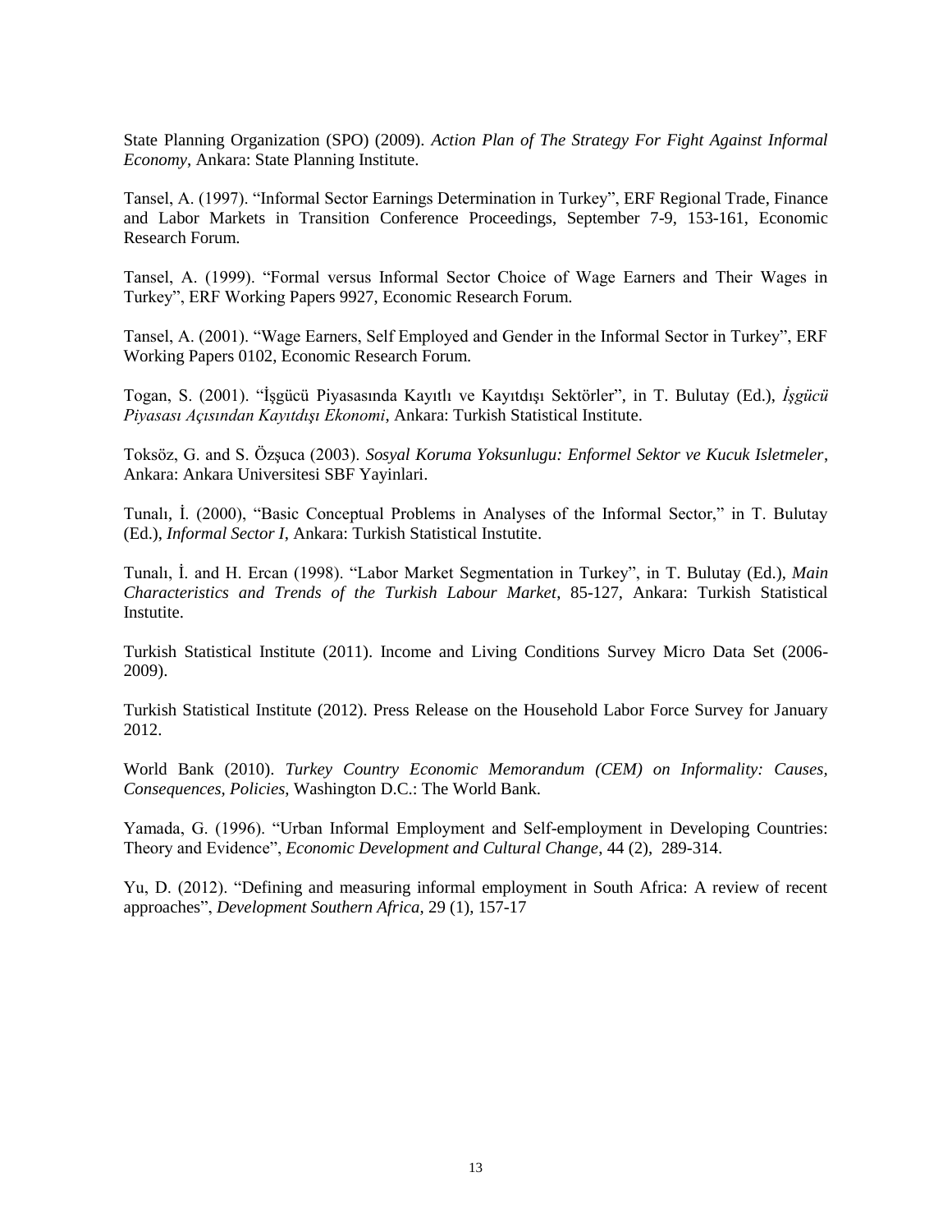State Planning Organization (SPO) (2009). *Action Plan of The Strategy For Fight Against Informal Economy*, Ankara: State Planning Institute.

Tansel, A. (1997). "Informal Sector Earnings Determination in Turkey", ERF Regional Trade, Finance and Labor Markets in Transition Conference Proceedings, September 7-9, 153-161, Economic Research Forum.

Tansel, A. (1999). "Formal versus Informal Sector Choice of Wage Earners and Their Wages in Turkey", ERF Working Papers 9927, Economic Research Forum.

Tansel, A. (2001). "Wage Earners, Self Employed and Gender in the Informal Sector in Turkey", ERF Working Papers 0102, Economic Research Forum.

Togan, S. (2001). "İşgücü Piyasasında Kayıtlı ve Kayıtdışı Sektörler", in T. Bulutay (Ed.), *İşgücü Piyasası Açısından Kayıtdışı Ekonomi*, Ankara: Turkish Statistical Institute.

Toksöz, G. and S. Özşuca (2003). *Sosyal Koruma Yoksunlugu: Enformel Sektor ve Kucuk Isletmeler*, Ankara: Ankara Universitesi SBF Yayinlari.

Tunalı, İ. (2000), "Basic Conceptual Problems in Analyses of the Informal Sector," in T. Bulutay (Ed.), *Informal Sector I*, Ankara: Turkish Statistical Instutite.

Tunalı, İ. and H. Ercan (1998). "Labor Market Segmentation in Turkey", in T. Bulutay (Ed.), *Main Characteristics and Trends of the Turkish Labour Market*, 85-127, Ankara: Turkish Statistical Instutite.

Turkish Statistical Institute (2011). Income and Living Conditions Survey Micro Data Set (2006-2009).

Turkish Statistical Institute (2012). Press Release on the Household Labor Force Survey for January 2012.

World Bank (2010). *Turkey Country Economic Memorandum (CEM) on Informality: Causes, Consequences, Policies*, Washington D.C.: The World Bank.

Yamada, G. (1996). "Urban Informal Employment and Self-employment in Developing Countries: Theory and Evidence", *Economic Development and Cultural Change*, 44 (2), 289-314.

Yu, D. (2012). "Defining and measuring informal employment in South Africa: A review of recent approaches", *Development Southern Africa*, 29 (1), 157-17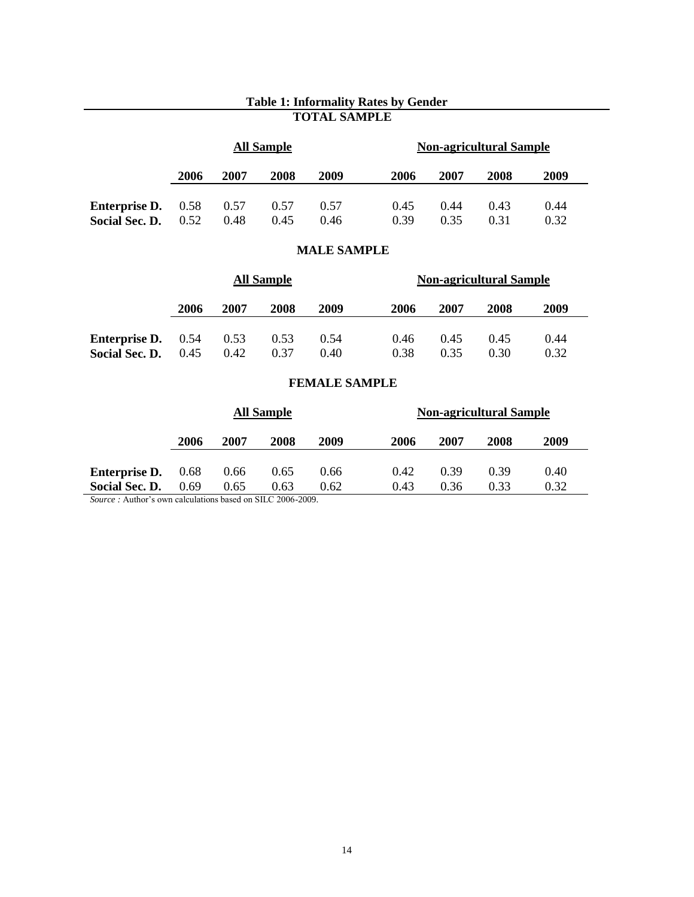**Table 1: Informality Rates by Gender**

**TOTAL SAMPLE**

| | All Sample | | | | Non-agricultural Sample | | | |
|---|---|---|---|---|---|---|---|---|
| | **2006** | **2007** | **2008** | **2009** | **2006** | **2007** | **2008** | **2009** |
| **Enterprise D.** | 0.58 | 0.57 | 0.57 | 0.57 | 0.45 | 0.44 | 0.43 | 0.44 |
| **Social Sec. D.** | 0.52 | 0.48 | 0.45 | 0.46 | 0.39 | 0.35 | 0.31 | 0.32 |

**MALE SAMPLE**

| | All Sample | | | | Non-agricultural Sample | | | |
|---|---|---|---|---|---|---|---|---|
| | **2006** | **2007** | **2008** | **2009** | **2006** | **2007** | **2008** | **2009** |
| **Enterprise D.** | 0.54 | 0.53 | 0.53 | 0.54 | 0.46 | 0.45 | 0.45 | 0.44 |
| **Social Sec. D.** | 0.45 | 0.42 | 0.37 | 0.40 | 0.38 | 0.35 | 0.30 | 0.32 |

**FEMALE SAMPLE**

| | All Sample | | | | Non-agricultural Sample | | | |
|---|---|---|---|---|---|---|---|---|
| | **2006** | **2007** | **2008** | **2009** | **2006** | **2007** | **2008** | **2009** |
| **Enterprise D.** | 0.68 | 0.66 | 0.65 | 0.66 | 0.42 | 0.39 | 0.39 | 0.40 |
| **Social Sec. D.** | 0.69 | 0.65 | 0.63 | 0.62 | 0.43 | 0.36 | 0.33 | 0.32 |

*Source :* Author's own calculations based on SILC 2006-2009.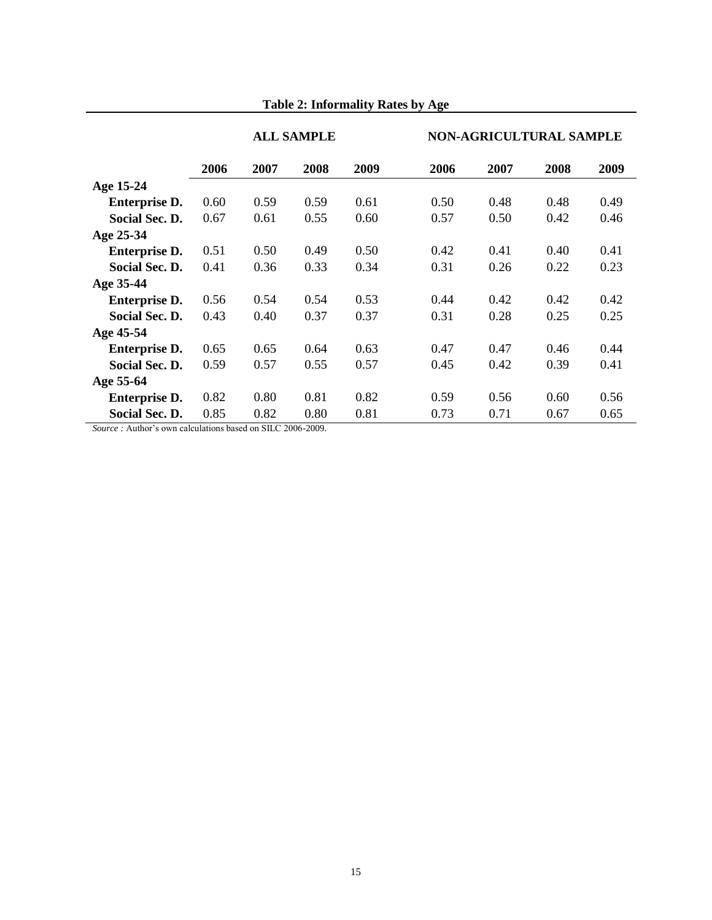**Table 2: Informality Rates by Age**

| | ALL SAMPLE | | | | NON-AGRICULTURAL SAMPLE | | | |
|---|---|---|---|---|---|---|---|---|
| | **2006** | **2007** | **2008** | **2009** | **2006** | **2007** | **2008** | **2009** |
| **Age 15-24** | | | | | | | | |
| **Enterprise D.** | 0.60 | 0.59 | 0.59 | 0.61 | 0.50 | 0.48 | 0.48 | 0.49 |
| **Social Sec. D.** | 0.67 | 0.61 | 0.55 | 0.60 | 0.57 | 0.50 | 0.42 | 0.46 |
| **Age 25-34** | | | | | | | | |
| **Enterprise D.** | 0.51 | 0.50 | 0.49 | 0.50 | 0.42 | 0.41 | 0.40 | 0.41 |
| **Social Sec. D.** | 0.41 | 0.36 | 0.33 | 0.34 | 0.31 | 0.26 | 0.22 | 0.23 |
| **Age 35-44** | | | | | | | | |
| **Enterprise D.** | 0.56 | 0.54 | 0.54 | 0.53 | 0.44 | 0.42 | 0.42 | 0.42 |
| **Social Sec. D.** | 0.43 | 0.40 | 0.37 | 0.37 | 0.31 | 0.28 | 0.25 | 0.25 |
| **Age 45-54** | | | | | | | | |
| **Enterprise D.** | 0.65 | 0.65 | 0.64 | 0.63 | 0.47 | 0.47 | 0.46 | 0.44 |
| **Social Sec. D.** | 0.59 | 0.57 | 0.55 | 0.57 | 0.45 | 0.42 | 0.39 | 0.41 |
| **Age 55-64** | | | | | | | | |
| **Enterprise D.** | 0.82 | 0.80 | 0.81 | 0.82 | 0.59 | 0.56 | 0.60 | 0.56 |
| **Social Sec. D.** | 0.85 | 0.82 | 0.80 | 0.81 | 0.73 | 0.71 | 0.67 | 0.65 |

*Source :* Author's own calculations based on SILC 2006-2009.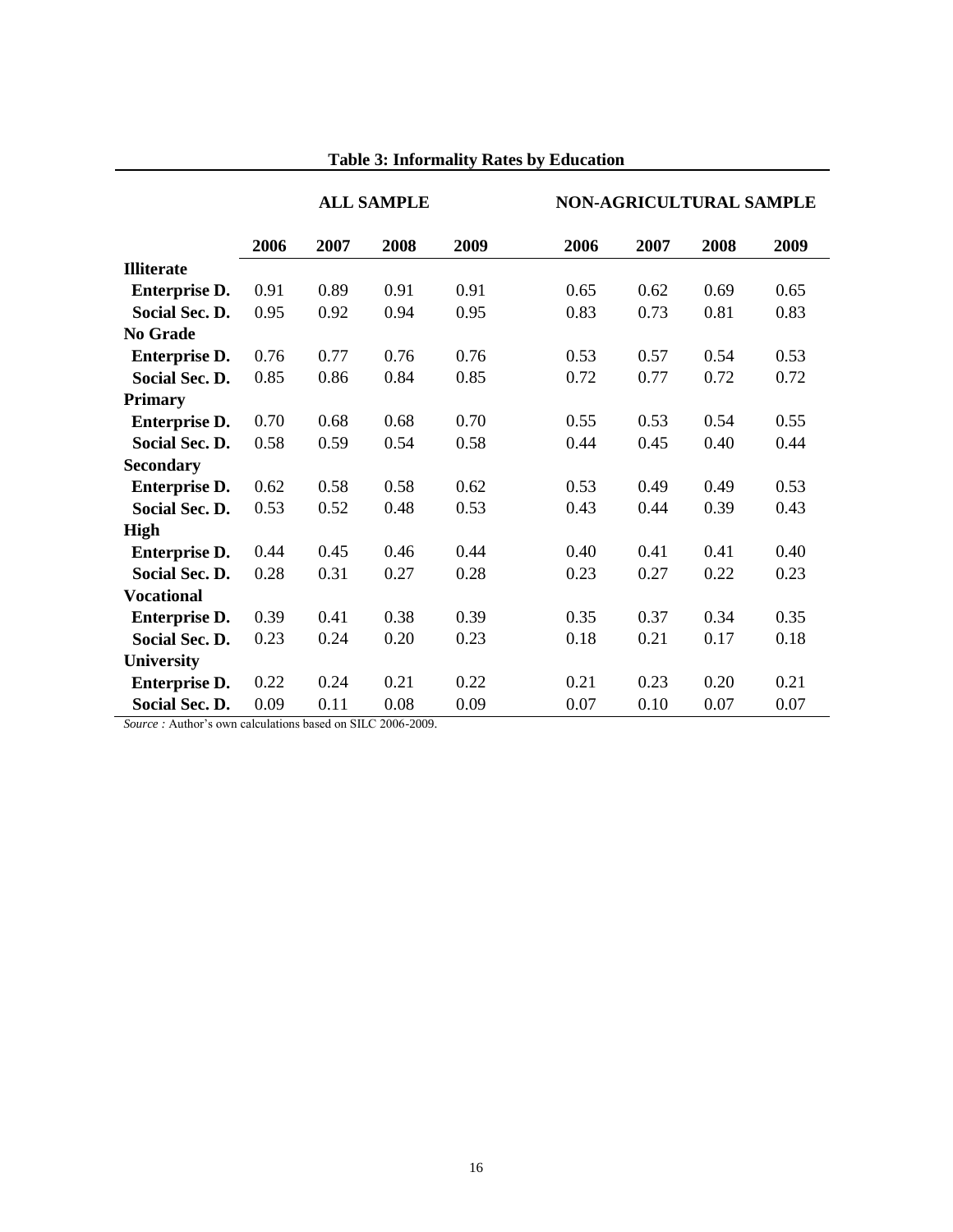**Table 3: Informality Rates by Education**

| | ALL SAMPLE | | | | NON-AGRICULTURAL SAMPLE | | | |
|---|---|---|---|---|---|---|---|---|
| | 2006 | 2007 | 2008 | 2009 | 2006 | 2007 | 2008 | 2009 |
| **Illiterate** | | | | | | | | |
| **Enterprise D.** | 0.91 | 0.89 | 0.91 | 0.91 | 0.65 | 0.62 | 0.69 | 0.65 |
| **Social Sec. D.** | 0.95 | 0.92 | 0.94 | 0.95 | 0.83 | 0.73 | 0.81 | 0.83 |
| **No Grade** | | | | | | | | |
| **Enterprise D.** | 0.76 | 0.77 | 0.76 | 0.76 | 0.53 | 0.57 | 0.54 | 0.53 |
| **Social Sec. D.** | 0.85 | 0.86 | 0.84 | 0.85 | 0.72 | 0.77 | 0.72 | 0.72 |
| **Primary** | | | | | | | | |
| **Enterprise D.** | 0.70 | 0.68 | 0.68 | 0.70 | 0.55 | 0.53 | 0.54 | 0.55 |
| **Social Sec. D.** | 0.58 | 0.59 | 0.54 | 0.58 | 0.44 | 0.45 | 0.40 | 0.44 |
| **Secondary** | | | | | | | | |
| **Enterprise D.** | 0.62 | 0.58 | 0.58 | 0.62 | 0.53 | 0.49 | 0.49 | 0.53 |
| **Social Sec. D.** | 0.53 | 0.52 | 0.48 | 0.53 | 0.43 | 0.44 | 0.39 | 0.43 |
| **High** | | | | | | | | |
| **Enterprise D.** | 0.44 | 0.45 | 0.46 | 0.44 | 0.40 | 0.41 | 0.41 | 0.40 |
| **Social Sec. D.** | 0.28 | 0.31 | 0.27 | 0.28 | 0.23 | 0.27 | 0.22 | 0.23 |
| **Vocational** | | | | | | | | |
| **Enterprise D.** | 0.39 | 0.41 | 0.38 | 0.39 | 0.35 | 0.37 | 0.34 | 0.35 |
| **Social Sec. D.** | 0.23 | 0.24 | 0.20 | 0.23 | 0.18 | 0.21 | 0.17 | 0.18 |
| **University** | | | | | | | | |
| **Enterprise D.** | 0.22 | 0.24 | 0.21 | 0.22 | 0.21 | 0.23 | 0.20 | 0.21 |
| **Social Sec. D.** | 0.09 | 0.11 | 0.08 | 0.09 | 0.07 | 0.10 | 0.07 | 0.07 |

*Source :* Author's own calculations based on SILC 2006-2009.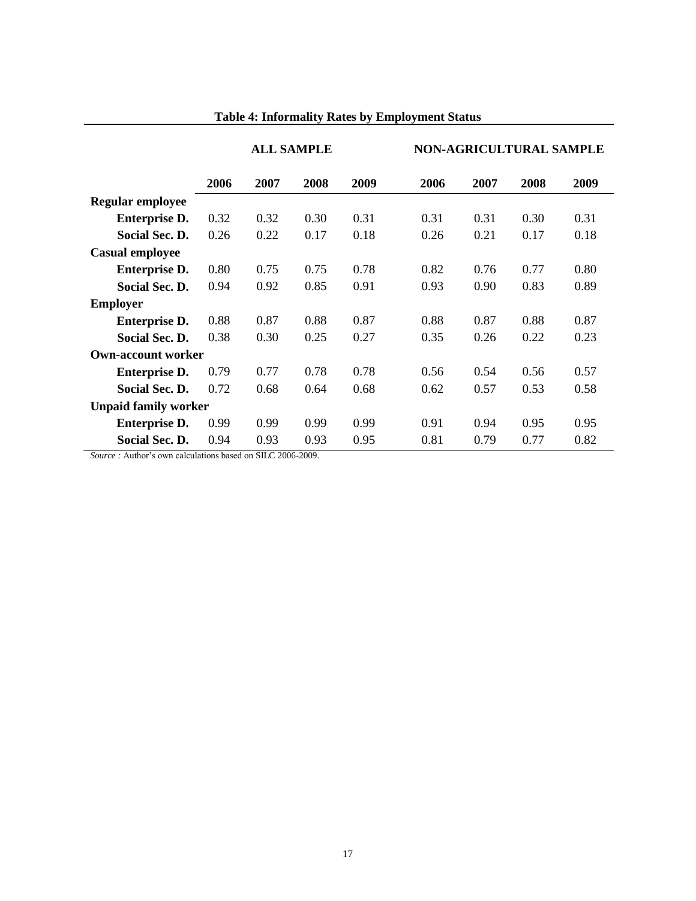**Table 4: Informality Rates by Employment Status**

| | ALL SAMPLE | | | | NON-AGRICULTURAL SAMPLE | | | |
|---|---|---|---|---|---|---|---|---|
| | **2006** | **2007** | **2008** | **2009** | **2006** | **2007** | **2008** | **2009** |
| **Regular employee** | | | | | | | | |
| **Enterprise D.** | 0.32 | 0.32 | 0.30 | 0.31 | 0.31 | 0.31 | 0.30 | 0.31 |
| **Social Sec. D.** | 0.26 | 0.22 | 0.17 | 0.18 | 0.26 | 0.21 | 0.17 | 0.18 |
| **Casual employee** | | | | | | | | |
| **Enterprise D.** | 0.80 | 0.75 | 0.75 | 0.78 | 0.82 | 0.76 | 0.77 | 0.80 |
| **Social Sec. D.** | 0.94 | 0.92 | 0.85 | 0.91 | 0.93 | 0.90 | 0.83 | 0.89 |
| **Employer** | | | | | | | | |
| **Enterprise D.** | 0.88 | 0.87 | 0.88 | 0.87 | 0.88 | 0.87 | 0.88 | 0.87 |
| **Social Sec. D.** | 0.38 | 0.30 | 0.25 | 0.27 | 0.35 | 0.26 | 0.22 | 0.23 |
| **Own-account worker** | | | | | | | | |
| **Enterprise D.** | 0.79 | 0.77 | 0.78 | 0.78 | 0.56 | 0.54 | 0.56 | 0.57 |
| **Social Sec. D.** | 0.72 | 0.68 | 0.64 | 0.68 | 0.62 | 0.57 | 0.53 | 0.58 |
| **Unpaid family worker** | | | | | | | | |
| **Enterprise D.** | 0.99 | 0.99 | 0.99 | 0.99 | 0.91 | 0.94 | 0.95 | 0.95 |
| **Social Sec. D.** | 0.94 | 0.93 | 0.93 | 0.95 | 0.81 | 0.79 | 0.77 | 0.82 |

*Source :* Author's own calculations based on SILC 2006-2009.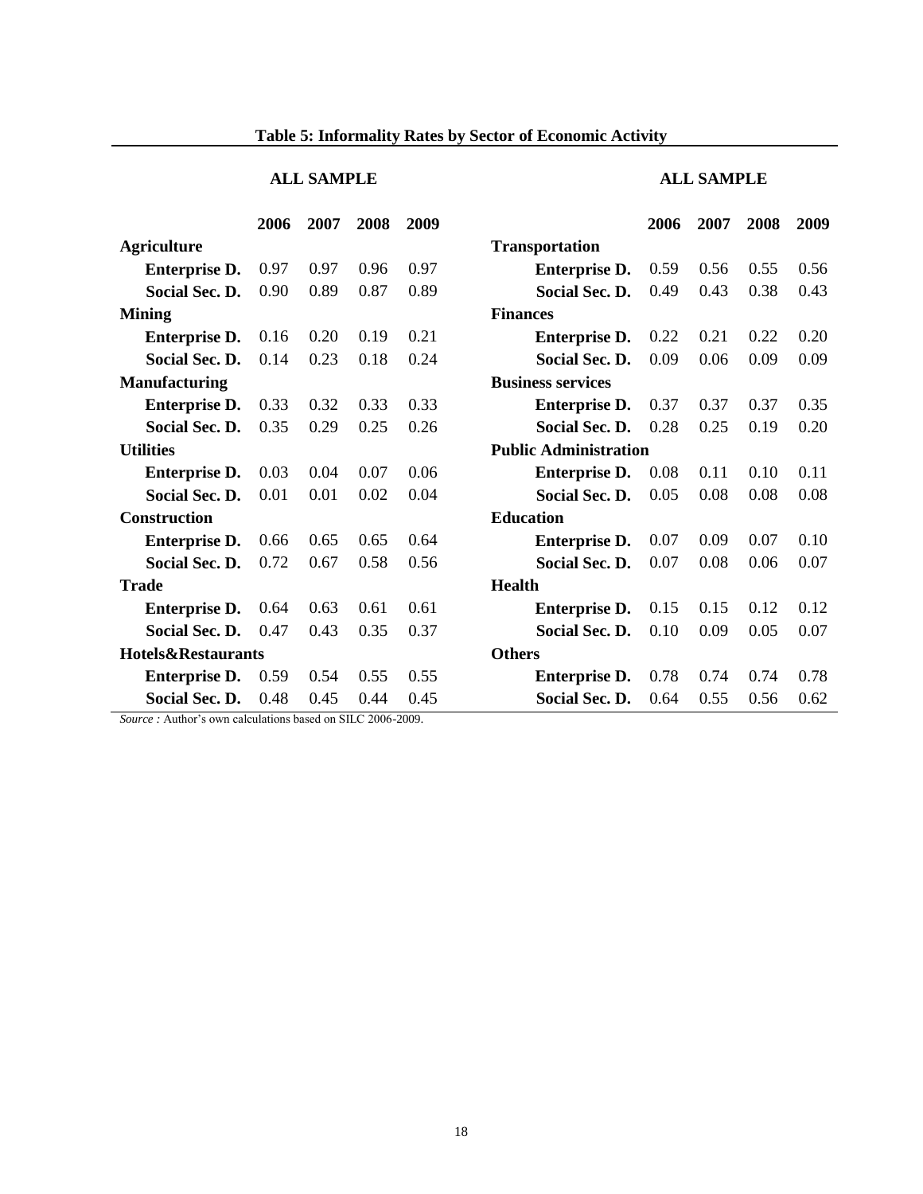**Table 5: Informality Rates by Sector of Economic Activity**

| ALL SAMPLE | | | | | ALL SAMPLE | | | | |
|---|---|---|---|---|---|---|---|---|---|
| | **2006** | **2007** | **2008** | **2009** | | **2006** | **2007** | **2008** | **2009** |
| **Agriculture** | | | | | **Transportation** | | | | |
| **Enterprise D.** | 0.97 | 0.97 | 0.96 | 0.97 | **Enterprise D.** | 0.59 | 0.56 | 0.55 | 0.56 |
| **Social Sec. D.** | 0.90 | 0.89 | 0.87 | 0.89 | **Social Sec. D.** | 0.49 | 0.43 | 0.38 | 0.43 |
| **Mining** | | | | | **Finances** | | | | |
| **Enterprise D.** | 0.16 | 0.20 | 0.19 | 0.21 | **Enterprise D.** | 0.22 | 0.21 | 0.22 | 0.20 |
| **Social Sec. D.** | 0.14 | 0.23 | 0.18 | 0.24 | **Social Sec. D.** | 0.09 | 0.06 | 0.09 | 0.09 |
| **Manufacturing** | | | | | **Business services** | | | | |
| **Enterprise D.** | 0.33 | 0.32 | 0.33 | 0.33 | **Enterprise D.** | 0.37 | 0.37 | 0.37 | 0.35 |
| **Social Sec. D.** | 0.35 | 0.29 | 0.25 | 0.26 | **Social Sec. D.** | 0.28 | 0.25 | 0.19 | 0.20 |
| **Utilities** | | | | | **Public Administration** | | | | |
| **Enterprise D.** | 0.03 | 0.04 | 0.07 | 0.06 | **Enterprise D.** | 0.08 | 0.11 | 0.10 | 0.11 |
| **Social Sec. D.** | 0.01 | 0.01 | 0.02 | 0.04 | **Social Sec. D.** | 0.05 | 0.08 | 0.08 | 0.08 |
| **Construction** | | | | | **Education** | | | | |
| **Enterprise D.** | 0.66 | 0.65 | 0.65 | 0.64 | **Enterprise D.** | 0.07 | 0.09 | 0.07 | 0.10 |
| **Social Sec. D.** | 0.72 | 0.67 | 0.58 | 0.56 | **Social Sec. D.** | 0.07 | 0.08 | 0.06 | 0.07 |
| **Trade** | | | | | **Health** | | | | |
| **Enterprise D.** | 0.64 | 0.63 | 0.61 | 0.61 | **Enterprise D.** | 0.15 | 0.15 | 0.12 | 0.12 |
| **Social Sec. D.** | 0.47 | 0.43 | 0.35 | 0.37 | **Social Sec. D.** | 0.10 | 0.09 | 0.05 | 0.07 |
| **Hotels&Restaurants** | | | | | **Others** | | | | |
| **Enterprise D.** | 0.59 | 0.54 | 0.55 | 0.55 | **Enterprise D.** | 0.78 | 0.74 | 0.74 | 0.78 |
| **Social Sec. D.** | 0.48 | 0.45 | 0.44 | 0.45 | **Social Sec. D.** | 0.64 | 0.55 | 0.56 | 0.62 |

*Source :* Author's own calculations based on SILC 2006-2009.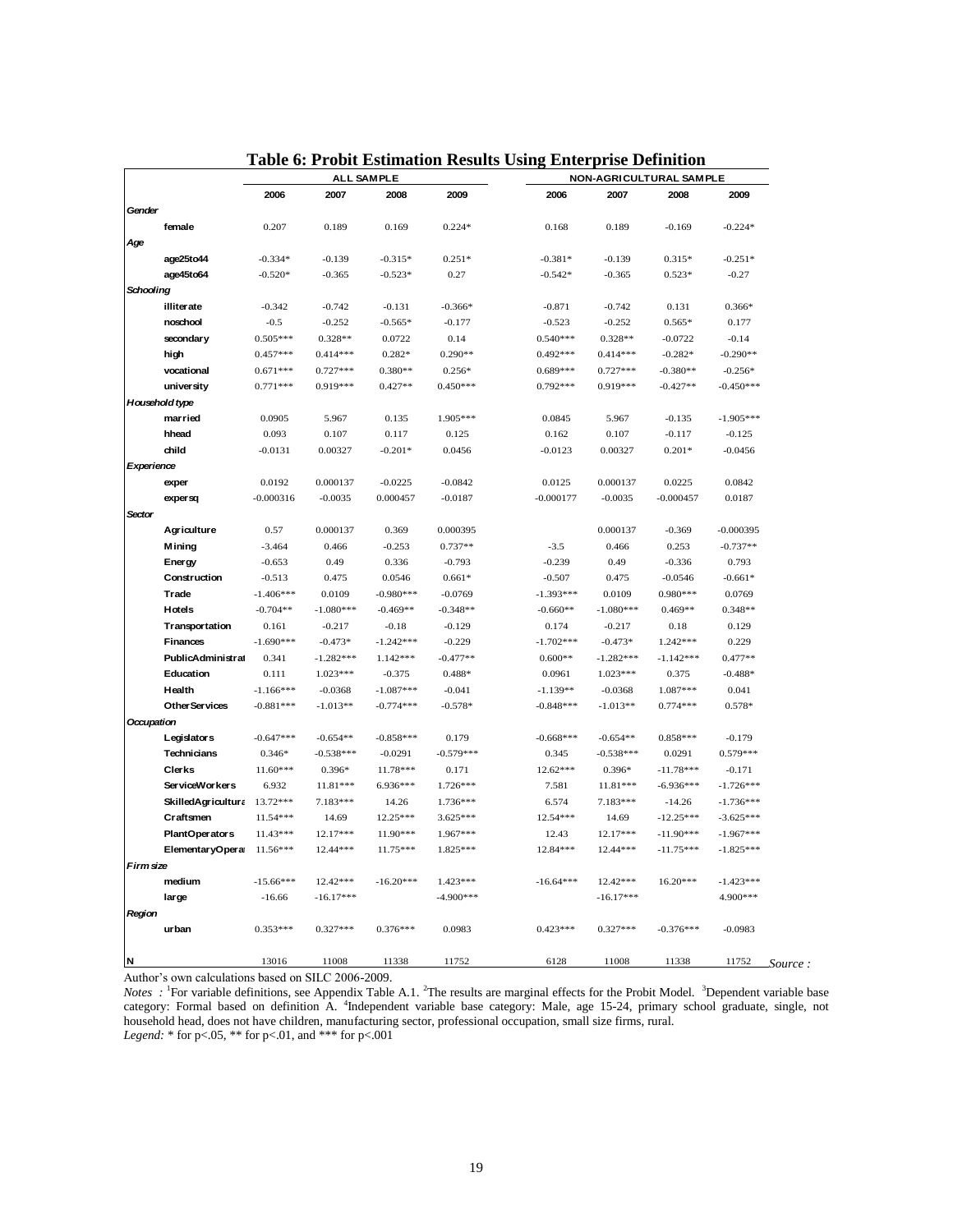## Table 6: Probit Estimation Results Using Enterprise Definition

| | ALL SAMPLE | | | | NON-AGRICULTURAL SAMPLE | | | |
|---|---|---|---|---|---|---|---|---|
| | 2006 | 2007 | 2008 | 2009 | 2006 | 2007 | 2008 | 2009 |
| ***Gender*** | | | | | | | | |
| female | 0.207 | 0.189 | 0.169 | 0.224* | 0.168 | 0.189 | -0.169 | -0.224* |
| ***Age*** | | | | | | | | |
| age25to44 | -0.334* | -0.139 | -0.315* | 0.251* | -0.381* | -0.139 | 0.315* | -0.251* |
| age45to64 | -0.520* | -0.365 | -0.523* | 0.27 | -0.542* | -0.365 | 0.523* | -0.27 |
| ***Schooling*** | | | | | | | | |
| illiterate | -0.342 | -0.742 | -0.131 | -0.366* | -0.871 | -0.742 | 0.131 | 0.366* |
| noschool | -0.5 | -0.252 | -0.565* | -0.177 | -0.523 | -0.252 | 0.565* | 0.177 |
| secondary | 0.505*** | 0.328** | 0.0722 | 0.14 | 0.540*** | 0.328** | -0.0722 | -0.14 |
| high | 0.457*** | 0.414*** | 0.282* | 0.290** | 0.492*** | 0.414*** | -0.282* | -0.290** |
| vocational | 0.671*** | 0.727*** | 0.380** | 0.256* | 0.689*** | 0.727*** | -0.380** | -0.256* |
| university | 0.771*** | 0.919*** | 0.427** | 0.450*** | 0.792*** | 0.919*** | -0.427** | -0.450*** |
| ***Household type*** | | | | | | | | |
| married | 0.0905 | 5.967 | 0.135 | 1.905*** | 0.0845 | 5.967 | -0.135 | -1.905*** |
| hhead | 0.093 | 0.107 | 0.117 | 0.125 | 0.162 | 0.107 | -0.117 | -0.125 |
| child | -0.0131 | 0.00327 | -0.201* | 0.0456 | -0.0123 | 0.00327 | 0.201* | -0.0456 |
| ***Experience*** | | | | | | | | |
| exper | 0.0192 | 0.000137 | -0.0225 | -0.0842 | 0.0125 | 0.000137 | 0.0225 | 0.0842 |
| expersq | -0.000316 | -0.0035 | 0.000457 | -0.0187 | -0.000177 | -0.0035 | -0.000457 | 0.0187 |
| ***Sector*** | | | | | | | | |
| Agriculture | 0.57 | 0.000137 | 0.369 | 0.000395 | | 0.000137 | -0.369 | -0.000395 |
| Mining | -3.464 | 0.466 | -0.253 | 0.737** | -3.5 | 0.466 | 0.253 | -0.737** |
| Energy | -0.653 | 0.49 | 0.336 | -0.793 | -0.239 | 0.49 | -0.336 | 0.793 |
| Construction | -0.513 | 0.475 | 0.0546 | 0.661* | -0.507 | 0.475 | -0.0546 | -0.661* |
| Trade | -1.406*** | 0.0109 | -0.980*** | -0.0769 | -1.393*** | 0.0109 | 0.980*** | 0.0769 |
| Hotels | -0.704** | -1.080*** | -0.469** | -0.348** | -0.660** | -1.080*** | 0.469** | 0.348** |
| Transportation | 0.161 | -0.217 | -0.18 | -0.129 | 0.174 | -0.217 | 0.18 | 0.129 |
| Finances | -1.690*** | -0.473* | -1.242*** | -0.229 | -1.702*** | -0.473* | 1.242*** | 0.229 |
| PublicAdministrat | 0.341 | -1.282*** | 1.142*** | -0.477** | 0.600** | -1.282*** | -1.142*** | 0.477** |
| Education | 0.111 | 1.023*** | -0.375 | 0.488* | 0.0961 | 1.023*** | 0.375 | -0.488* |
| Health | -1.166*** | -0.0368 | -1.087*** | -0.041 | -1.139** | -0.0368 | 1.087*** | 0.041 |
| OtherServices | -0.881*** | -1.013** | -0.774*** | -0.578* | -0.848*** | -1.013** | 0.774*** | 0.578* |
| ***Occupation*** | | | | | | | | |
| Legislators | -0.647*** | -0.654** | -0.858*** | 0.179 | -0.668*** | -0.654** | 0.858*** | -0.179 |
| Technicians | 0.346* | -0.538*** | -0.0291 | -0.579*** | 0.345 | -0.538*** | 0.0291 | 0.579*** |
| Clerks | 11.60*** | 0.396* | 11.78*** | 0.171 | 12.62*** | 0.396* | -11.78*** | -0.171 |
| ServiceWorkers | 6.932 | 11.81*** | 6.936*** | 1.726*** | 7.581 | 11.81*** | -6.936*** | -1.726*** |
| SkilledAgricultura | 13.72*** | 7.183*** | 14.26 | 1.736*** | 6.574 | 7.183*** | -14.26 | -1.736*** |
| Craftsmen | 11.54*** | 14.69 | 12.25*** | 3.625*** | 12.54*** | 14.69 | -12.25*** | -3.625*** |
| PlantOperators | 11.43*** | 12.17*** | 11.90*** | 1.967*** | 12.43 | 12.17*** | -11.90*** | -1.967*** |
| ElementaryOpera | 11.56*** | 12.44*** | 11.75*** | 1.825*** | 12.84*** | 12.44*** | -11.75*** | -1.825*** |
| ***Firm size*** | | | | | | | | |
| medium | -15.66*** | 12.42*** | -16.20*** | 1.423*** | -16.64*** | 12.42*** | 16.20*** | -1.423*** |
| large | -16.66 | -16.17*** | | -4.900*** | | -16.17*** | | 4.900*** |
| ***Region*** | | | | | | | | |
| urban | 0.353*** | 0.327*** | 0.376*** | 0.0983 | 0.423*** | 0.327*** | -0.376*** | -0.0983 |
| **N** | 13016 | 11008 | 11338 | 11752 | 6128 | 11008 | 11338 | 11752 |

*Source :* Author's own calculations based on SILC 2006-2009.

*Notes :* [1]For variable definitions, see Appendix Table A.1. [2]The results are marginal effects for the Probit Model. [3]Dependent variable base category: Formal based on definition A. [4]Independent variable base category: Male, age 15-24, primary school graduate, single, not household head, does not have children, manufacturing sector, professional occupation, small size firms, rural.

*Legend:* * for p<.05, ** for p<.01, and *** for p<.001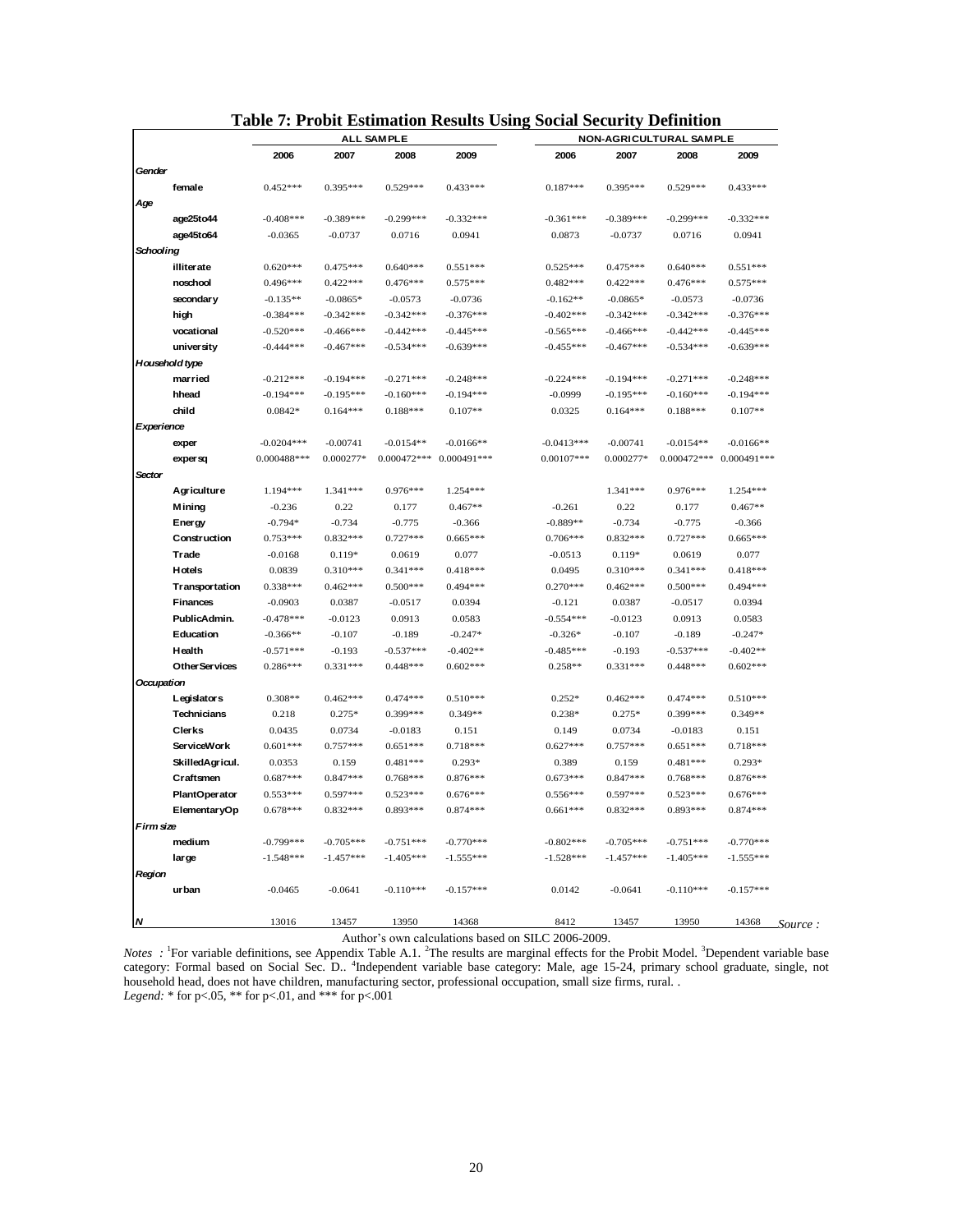**Table 7: Probit Estimation Results Using Social Security Definition**

| | ALL SAMPLE | | | | NON-AGRICULTURAL SAMPLE | | | |
|---|---|---|---|---|---|---|---|---|
| | 2006 | 2007 | 2008 | 2009 | 2006 | 2007 | 2008 | 2009 |
| ***Gender*** | | | | | | | | |
| female | 0.452*** | 0.395*** | 0.529*** | 0.433*** | 0.187*** | 0.395*** | 0.529*** | 0.433*** |
| ***Age*** | | | | | | | | |
| age25to44 | -0.408*** | -0.389*** | -0.299*** | -0.332*** | -0.361*** | -0.389*** | -0.299*** | -0.332*** |
| age45to64 | -0.0365 | -0.0737 | 0.0716 | 0.0941 | 0.0873 | -0.0737 | 0.0716 | 0.0941 |
| ***Schooling*** | | | | | | | | |
| illiterate | 0.620*** | 0.475*** | 0.640*** | 0.551*** | 0.525*** | 0.475*** | 0.640*** | 0.551*** |
| noschool | 0.496*** | 0.422*** | 0.476*** | 0.575*** | 0.482*** | 0.422*** | 0.476*** | 0.575*** |
| secondary | -0.135** | -0.0865* | -0.0573 | -0.0736 | -0.162** | -0.0865* | -0.0573 | -0.0736 |
| high | -0.384*** | -0.342*** | -0.342*** | -0.376*** | -0.402*** | -0.342*** | -0.342*** | -0.376*** |
| vocational | -0.520*** | -0.466*** | -0.442*** | -0.445*** | -0.565*** | -0.466*** | -0.442*** | -0.445*** |
| university | -0.444*** | -0.467*** | -0.534*** | -0.639*** | -0.455*** | -0.467*** | -0.534*** | -0.639*** |
| ***Household type*** | | | | | | | | |
| married | -0.212*** | -0.194*** | -0.271*** | -0.248*** | -0.224*** | -0.194*** | -0.271*** | -0.248*** |
| hhead | -0.194*** | -0.195*** | -0.160*** | -0.194*** | -0.0999 | -0.195*** | -0.160*** | -0.194*** |
| child | 0.0842* | 0.164*** | 0.188*** | 0.107** | 0.0325 | 0.164*** | 0.188*** | 0.107** |
| ***Experience*** | | | | | | | | |
| exper | -0.0204*** | -0.00741 | -0.0154** | -0.0166** | -0.0413*** | -0.00741 | -0.0154** | -0.0166** |
| expersq | 0.000488*** | 0.000277* | 0.000472*** | 0.000491*** | 0.00107*** | 0.000277* | 0.000472*** | 0.000491*** |
| ***Sector*** | | | | | | | | |
| Agriculture | 1.194*** | 1.341*** | 0.976*** | 1.254*** | | 1.341*** | 0.976*** | 1.254*** |
| Mining | -0.236 | 0.22 | 0.177 | 0.467** | -0.261 | 0.22 | 0.177 | 0.467** |
| Energy | -0.794* | -0.734 | -0.775 | -0.366 | -0.889** | -0.734 | -0.775 | -0.366 |
| Construction | 0.753*** | 0.832*** | 0.727*** | 0.665*** | 0.706*** | 0.832*** | 0.727*** | 0.665*** |
| Trade | -0.0168 | 0.119* | 0.0619 | 0.077 | -0.0513 | 0.119* | 0.0619 | 0.077 |
| Hotels | 0.0839 | 0.310*** | 0.341*** | 0.418*** | 0.0495 | 0.310*** | 0.341*** | 0.418*** |
| Transportation | 0.338*** | 0.462*** | 0.500*** | 0.494*** | 0.270*** | 0.462*** | 0.500*** | 0.494*** |
| Finances | -0.0903 | 0.0387 | -0.0517 | 0.0394 | -0.121 | 0.0387 | -0.0517 | 0.0394 |
| PublicAdmin. | -0.478*** | -0.0123 | 0.0913 | 0.0583 | -0.554*** | -0.0123 | 0.0913 | 0.0583 |
| Education | -0.366** | -0.107 | -0.189 | -0.247* | -0.326* | -0.107 | -0.189 | -0.247* |
| Health | -0.571*** | -0.193 | -0.537*** | -0.402** | -0.485*** | -0.193 | -0.537*** | -0.402** |
| OtherServices | 0.286*** | 0.331*** | 0.448*** | 0.602*** | 0.258** | 0.331*** | 0.448*** | 0.602*** |
| ***Occupation*** | | | | | | | | |
| Legislators | 0.308** | 0.462*** | 0.474*** | 0.510*** | 0.252* | 0.462*** | 0.474*** | 0.510*** |
| Technicians | 0.218 | 0.275* | 0.399*** | 0.349** | 0.238* | 0.275* | 0.399*** | 0.349** |
| Clerks | 0.0435 | 0.0734 | -0.0183 | 0.151 | 0.149 | 0.0734 | -0.0183 | 0.151 |
| ServiceWork | 0.601*** | 0.757*** | 0.651*** | 0.718*** | 0.627*** | 0.757*** | 0.651*** | 0.718*** |
| SkilledAgricul. | 0.0353 | 0.159 | 0.481*** | 0.293* | 0.389 | 0.159 | 0.481*** | 0.293* |
| Craftsmen | 0.687*** | 0.847*** | 0.768*** | 0.876*** | 0.673*** | 0.847*** | 0.768*** | 0.876*** |
| PlantOperator | 0.553*** | 0.597*** | 0.523*** | 0.676*** | 0.556*** | 0.597*** | 0.523*** | 0.676*** |
| ElementaryOp | 0.678*** | 0.832*** | 0.893*** | 0.874*** | 0.661*** | 0.832*** | 0.893*** | 0.874*** |
| ***Firm size*** | | | | | | | | |
| medium | -0.799*** | -0.705*** | -0.751*** | -0.770*** | -0.802*** | -0.705*** | -0.751*** | -0.770*** |
| large | -1.548*** | -1.457*** | -1.405*** | -1.555*** | -1.528*** | -1.457*** | -1.405*** | -1.555*** |
| ***Region*** | | | | | | | | |
| urban | -0.0465 | -0.0641 | -0.110*** | -0.157*** | 0.0142 | -0.0641 | -0.110*** | -0.157*** |
| ***N*** | 13016 | 13457 | 13950 | 14368 | 8412 | 13457 | 13950 | 14368 |

*Source :* Author's own calculations based on SILC 2006-2009.

*Notes :* [1]For variable definitions, see Appendix Table A.1. [2]The results are marginal effects for the Probit Model. [3]Dependent variable base category: Formal based on Social Sec. D.. [4]Independent variable base category: Male, age 15-24, primary school graduate, single, not household head, does not have children, manufacturing sector, professional occupation, small size firms, rural. .

*Legend:* * for p<.05, ** for p<.01, and *** for p<.001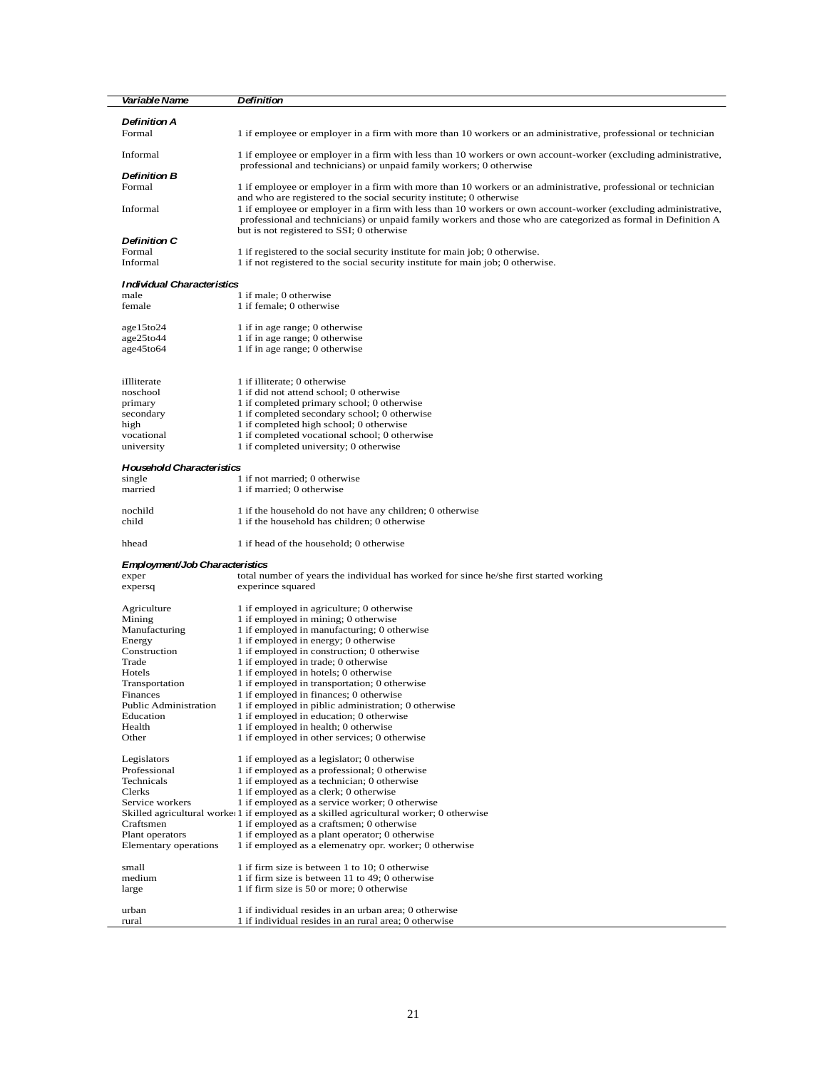| *Variable Name* | *Definition* |
|---|---|
| ***Definition A*** | |
| Formal | 1 if employee or employer in a firm with more than 10 workers or an administrative, professional or technician |
| Informal | 1 if employee or employer in a firm with less than 10 workers or own account-worker (excluding administrative, professional and technicians) or unpaid family workers; 0 otherwise |
| ***Definition B*** | |
| Formal | 1 if employee or employer in a firm with more than 10 workers or an administrative, professional or technician and who are registered to the social security institute; 0 otherwise |
| Informal | 1 if employee or employer in a firm with less than 10 workers or own account-worker (excluding administrative, professional and technicians) or unpaid family workers and those who are categorized as formal in Definition A but is not registered to SSI; 0 otherwise |
| ***Definition C*** | |
| Formal | 1 if registered to the social security institute for main job; 0 otherwise. |
| Informal | 1 if not registered to the social security institute for main job; 0 otherwise. |
| ***Individual Characteristics*** | |
| male | 1 if male; 0 otherwise |
| female | 1 if female; 0 otherwise |
| age15to24 | 1 if in age range; 0 otherwise |
| age25to44 | 1 if in age range; 0 otherwise |
| age45to64 | 1 if in age range; 0 otherwise |
| illliterate | 1 if illiterate; 0 otherwise |
| noschool | 1 if did not attend school; 0 otherwise |
| primary | 1 if completed primary school; 0 otherwise |
| secondary | 1 if completed secondary school; 0 otherwise |
| high | 1 if completed high school; 0 otherwise |
| vocational | 1 if completed vocational school; 0 otherwise |
| university | 1 if completed university; 0 otherwise |
| ***Household Characteristics*** | |
| single | 1 if not married; 0 otherwise |
| married | 1 if married; 0 otherwise |
| nochild | 1 if the household do not have any children; 0 otherwise |
| child | 1 if the household has children; 0 otherwise |
| hhead | 1 if head of the household; 0 otherwise |
| ***Employment/Job Characteristics*** | |
| exper | total number of years the individual has worked for since he/she first started working |
| expersq | experince squared |
| Agriculture | 1 if employed in agriculture; 0 otherwise |
| Mining | 1 if employed in mining; 0 otherwise |
| Manufacturing | 1 if employed in manufacturing; 0 otherwise |
| Energy | 1 if employed in energy; 0 otherwise |
| Construction | 1 if employed in construction; 0 otherwise |
| Trade | 1 if employed in trade; 0 otherwise |
| Hotels | 1 if employed in hotels; 0 otherwise |
| Transportation | 1 if employed in transportation; 0 otherwise |
| Finances | 1 if employed in finances; 0 otherwise |
| Public Administration | 1 if employed in piblic administration; 0 otherwise |
| Education | 1 if employed in education; 0 otherwise |
| Health | 1 if employed in health; 0 otherwise |
| Other | 1 if employed in other services; 0 otherwise |
| Legislators | 1 if employed as a legislator; 0 otherwise |
| Professional | 1 if employed as a professional; 0 otherwise |
| Technicals | 1 if employed as a technician; 0 otherwise |
| Clerks | 1 if employed as a clerk; 0 otherwise |
| Service workers | 1 if employed as a service worker; 0 otherwise |
| Skilled agricultural worker | 1 if employed as a skilled agricultural worker; 0 otherwise |
| Craftsmen | 1 if employed as a craftsmen; 0 otherwise |
| Plant operators | 1 if employed as a plant operator; 0 otherwise |
| Elementary operations | 1 if employed as a elemenatry opr. worker; 0 otherwise |
| small | 1 if firm size is between 1 to 10; 0 otherwise |
| medium | 1 if firm size is between 11 to 49; 0 otherwise |
| large | 1 if firm size is 50 or more; 0 otherwise |
| urban | 1 if individual resides in an urban area; 0 otherwise |
| rural | 1 if individual resides in an rural area; 0 otherwise |